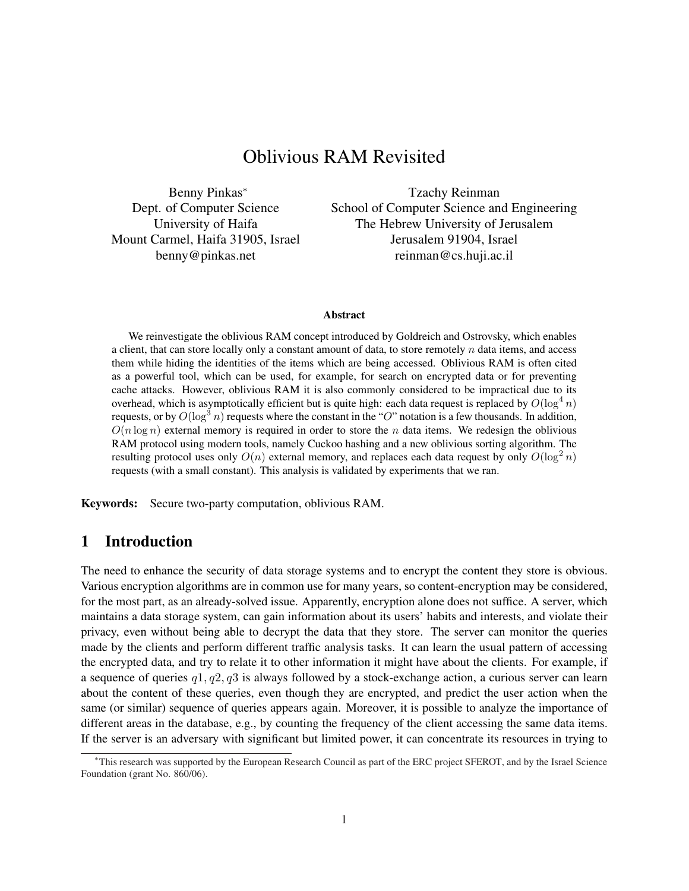# Oblivious RAM Revisited

Benny Pinkas*
Dept. of Computer Science
University of Haifa
Mount Carmel, Haifa 31905, Israel
benny@pinkas.net

Tzachy Reinman
School of Computer Science and Engineering
The Hebrew University of Jerusalem
Jerusalem 91904, Israel
reinman@cs.huji.ac.il

### Abstract

We reinvestigate the oblivious RAM concept introduced by Goldreich and Ostrovsky, which enables a client, that can store locally only a constant amount of data, to store remotely $n$ data items, and access them while hiding the identities of the items which are being accessed. Oblivious RAM is often cited as a powerful tool, which can be used, for example, for search on encrypted data or for preventing cache attacks. However, oblivious RAM it is also commonly considered to be impractical due to its overhead, which is asymptotically efficient but is quite high: each data request is replaced by $O(\log^4 n)$ requests, or by $O(\log^3 n)$ requests where the constant in the "$O$" notation is a few thousands. In addition, $O(n \log n)$ external memory is required in order to store the $n$ data items. We redesign the oblivious RAM protocol using modern tools, namely Cuckoo hashing and a new oblivious sorting algorithm. The resulting protocol uses only $O(n)$ external memory, and replaces each data request by only $O(\log^2 n)$ requests (with a small constant). This analysis is validated by experiments that we ran.

**Keywords:** Secure two-party computation, oblivious RAM.

## 1 Introduction

The need to enhance the security of data storage systems and to encrypt the content they store is obvious. Various encryption algorithms are in common use for many years, so content-encryption may be considered, for the most part, as an already-solved issue. Apparently, encryption alone does not suffice. A server, which maintains a data storage system, can gain information about its users' habits and interests, and violate their privacy, even without being able to decrypt the data that they store. The server can monitor the queries made by the clients and perform different traffic analysis tasks. It can learn the usual pattern of accessing the encrypted data, and try to relate it to other information it might have about the clients. For example, if a sequence of queries $q1, q2, q3$ is always followed by a stock-exchange action, a curious server can learn about the content of these queries, even though they are encrypted, and predict the user action when the same (or similar) sequence of queries appears again. Moreover, it is possible to analyze the importance of different areas in the database, e.g., by counting the frequency of the client accessing the same data items. If the server is an adversary with significant but limited power, it can concentrate its resources in trying to

*This research was supported by the European Research Council as part of the ERC project SFEROT, and by the Israel Science Foundation (grant No. 860/06).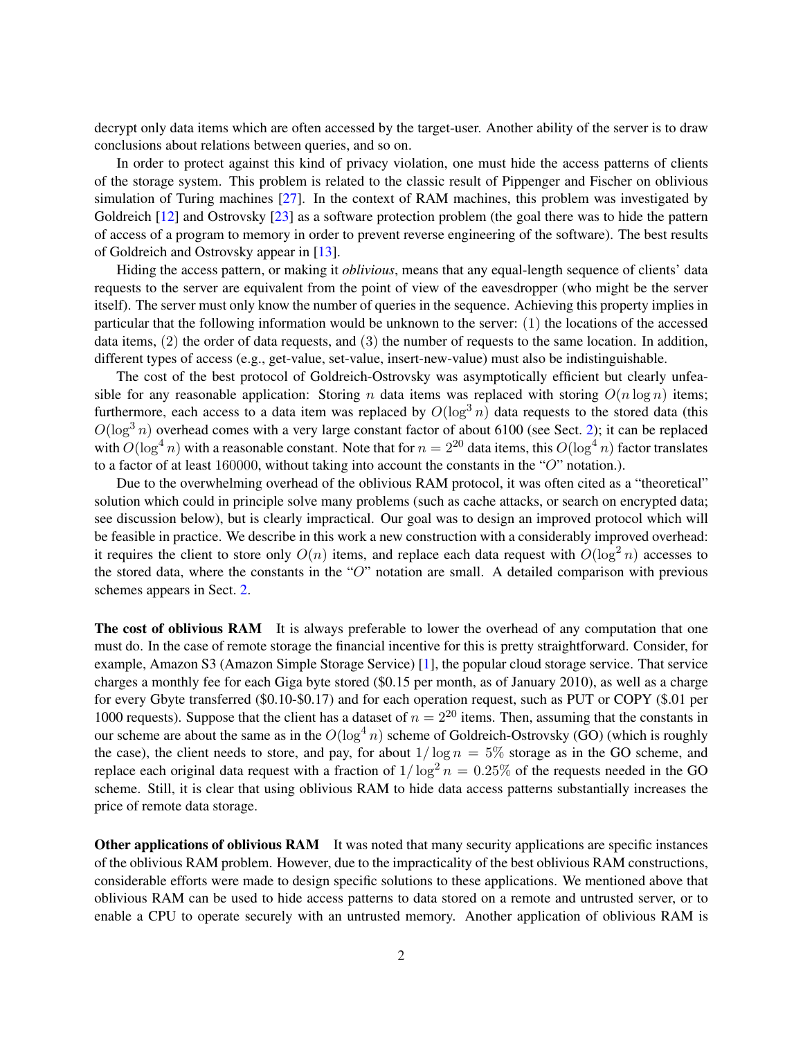decrypt only data items which are often accessed by the target-user. Another ability of the server is to draw conclusions about relations between queries, and so on.

In order to protect against this kind of privacy violation, one must hide the access patterns of clients of the storage system. This problem is related to the classic result of Pippenger and Fischer on oblivious simulation of Turing machines [27]. In the context of RAM machines, this problem was investigated by Goldreich [12] and Ostrovsky [23] as a software protection problem (the goal there was to hide the pattern of access of a program to memory in order to prevent reverse engineering of the software). The best results of Goldreich and Ostrovsky appear in [13].

Hiding the access pattern, or making it *oblivious*, means that any equal-length sequence of clients' data requests to the server are equivalent from the point of view of the eavesdropper (who might be the server itself). The server must only know the number of queries in the sequence. Achieving this property implies in particular that the following information would be unknown to the server: (1) the locations of the accessed data items, (2) the order of data requests, and (3) the number of requests to the same location. In addition, different types of access (e.g., get-value, set-value, insert-new-value) must also be indistinguishable.

The cost of the best protocol of Goldreich-Ostrovsky was asymptotically efficient but clearly unfeasible for any reasonable application: Storing $n$ data items was replaced with storing $O(n \log n)$ items; furthermore, each access to a data item was replaced by $O(\log^3 n)$ data requests to the stored data (this $O(\log^3 n)$ overhead comes with a very large constant factor of about 6100 (see Sect. 2); it can be replaced with $O(\log^4 n)$ with a reasonable constant. Note that for $n = 2^{20}$ data items, this $O(\log^4 n)$ factor translates to a factor of at least 160000, without taking into account the constants in the "$O$" notation.).

Due to the overwhelming overhead of the oblivious RAM protocol, it was often cited as a "theoretical" solution which could in principle solve many problems (such as cache attacks, or search on encrypted data; see discussion below), but is clearly impractical. Our goal was to design an improved protocol which will be feasible in practice. We describe in this work a new construction with a considerably improved overhead: it requires the client to store only $O(n)$ items, and replace each data request with $O(\log^2 n)$ accesses to the stored data, where the constants in the "$O$" notation are small. A detailed comparison with previous schemes appears in Sect. 2.

**The cost of oblivious RAM** It is always preferable to lower the overhead of any computation that one must do. In the case of remote storage the financial incentive for this is pretty straightforward. Consider, for example, Amazon S3 (Amazon Simple Storage Service) [1], the popular cloud storage service. That service charges a monthly fee for each Giga byte stored ($0.15 per month, as of January 2010), as well as a charge for every Gbyte transferred ($0.10-$0.17) and for each operation request, such as PUT or COPY ($.01 per 1000 requests). Suppose that the client has a dataset of $n = 2^{20}$ items. Then, assuming that the constants in our scheme are about the same as in the $O(\log^4 n)$ scheme of Goldreich-Ostrovsky (GO) (which is roughly the case), the client needs to store, and pay, for about $1/\log n = 5\%$ storage as in the GO scheme, and replace each original data request with a fraction of $1/\log^2 n = 0.25\%$ of the requests needed in the GO scheme. Still, it is clear that using oblivious RAM to hide data access patterns substantially increases the price of remote data storage.

**Other applications of oblivious RAM** It was noted that many security applications are specific instances of the oblivious RAM problem. However, due to the impracticality of the best oblivious RAM constructions, considerable efforts were made to design specific solutions to these applications. We mentioned above that oblivious RAM can be used to hide access patterns to data stored on a remote and untrusted server, or to enable a CPU to operate securely with an untrusted memory. Another application of oblivious RAM is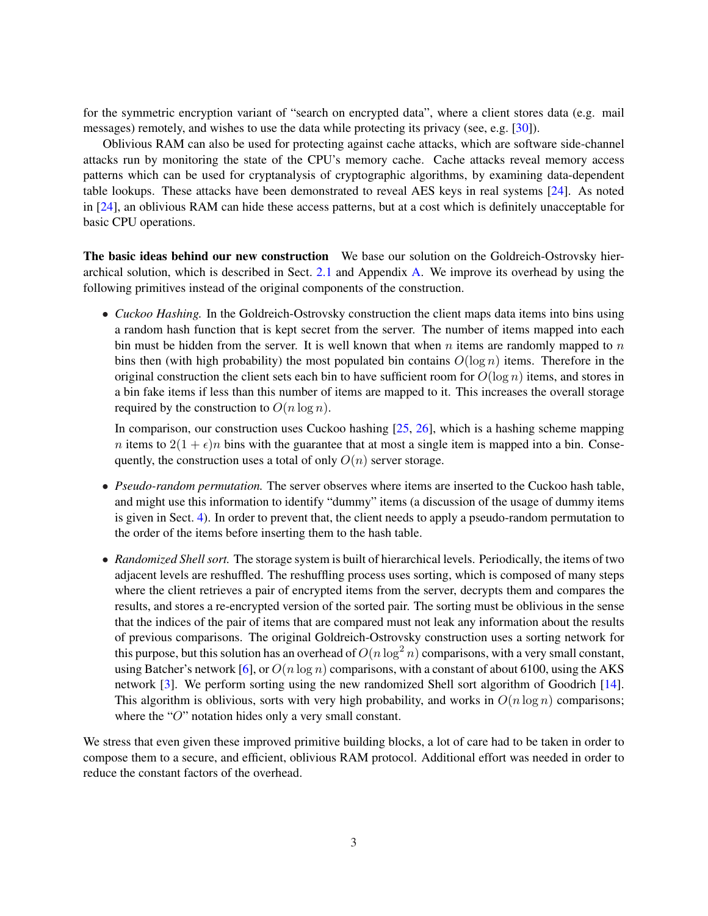for the symmetric encryption variant of "search on encrypted data", where a client stores data (e.g. mail messages) remotely, and wishes to use the data while protecting its privacy (see, e.g. [30]).

Oblivious RAM can also be used for protecting against cache attacks, which are software side-channel attacks run by monitoring the state of the CPU's memory cache. Cache attacks reveal memory access patterns which can be used for cryptanalysis of cryptographic algorithms, by examining data-dependent table lookups. These attacks have been demonstrated to reveal AES keys in real systems [24]. As noted in [24], an oblivious RAM can hide these access patterns, but at a cost which is definitely unacceptable for basic CPU operations.

**The basic ideas behind our new construction** We base our solution on the Goldreich-Ostrovsky hierarchical solution, which is described in Sect. 2.1 and Appendix A. We improve its overhead by using the following primitives instead of the original components of the construction.

- *Cuckoo Hashing.* In the Goldreich-Ostrovsky construction the client maps data items into bins using a random hash function that is kept secret from the server. The number of items mapped into each bin must be hidden from the server. It is well known that when $n$ items are randomly mapped to $n$ bins then (with high probability) the most populated bin contains $O(\log n)$ items. Therefore in the original construction the client sets each bin to have sufficient room for $O(\log n)$ items, and stores in a bin fake items if less than this number of items are mapped to it. This increases the overall storage required by the construction to $O(n \log n)$.

  In comparison, our construction uses Cuckoo hashing [25, 26], which is a hashing scheme mapping $n$ items to $2(1+\epsilon)n$ bins with the guarantee that at most a single item is mapped into a bin. Consequently, the construction uses a total of only $O(n)$ server storage.

- *Pseudo-random permutation.* The server observes where items are inserted to the Cuckoo hash table, and might use this information to identify "dummy" items (a discussion of the usage of dummy items is given in Sect. 4). In order to prevent that, the client needs to apply a pseudo-random permutation to the order of the items before inserting them to the hash table.

- *Randomized Shell sort.* The storage system is built of hierarchical levels. Periodically, the items of two adjacent levels are reshuffled. The reshuffling process uses sorting, which is composed of many steps where the client retrieves a pair of encrypted items from the server, decrypts them and compares the results, and stores a re-encrypted version of the sorted pair. The sorting must be oblivious in the sense that the indices of the pair of items that are compared must not leak any information about the results of previous comparisons. The original Goldreich-Ostrovsky construction uses a sorting network for this purpose, but this solution has an overhead of $O(n \log^2 n)$ comparisons, with a very small constant, using Batcher's network [6], or $O(n \log n)$ comparisons, with a constant of about 6100, using the AKS network [3]. We perform sorting using the new randomized Shell sort algorithm of Goodrich [14]. This algorithm is oblivious, sorts with very high probability, and works in $O(n \log n)$ comparisons; where the "$O$" notation hides only a very small constant.

We stress that even given these improved primitive building blocks, a lot of care had to be taken in order to compose them to a secure, and efficient, oblivious RAM protocol. Additional effort was needed in order to reduce the constant factors of the overhead.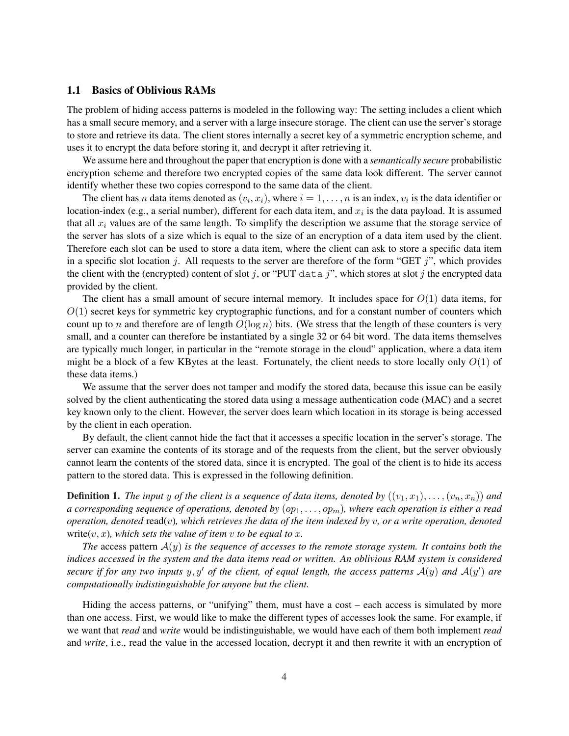### 1.1 Basics of Oblivious RAMs

The problem of hiding access patterns is modeled in the following way: The setting includes a client which has a small secure memory, and a server with a large insecure storage. The client can use the server's storage to store and retrieve its data. The client stores internally a secret key of a symmetric encryption scheme, and uses it to encrypt the data before storing it, and decrypt it after retrieving it.

We assume here and throughout the paper that encryption is done with a *semantically secure* probabilistic encryption scheme and therefore two encrypted copies of the same data look different. The server cannot identify whether these two copies correspond to the same data of the client.

The client has $n$ data items denoted as $(v_i, x_i)$, where $i = 1, \ldots, n$ is an index, $v_i$ is the data identifier or location-index (e.g., a serial number), different for each data item, and $x_i$ is the data payload. It is assumed that all $x_i$ values are of the same length. To simplify the description we assume that the storage service of the server has slots of a size which is equal to the size of an encryption of a data item used by the client. Therefore each slot can be used to store a data item, where the client can ask to store a specific data item in a specific slot location $j$. All requests to the server are therefore of the form "GET $j$", which provides the client with the (encrypted) content of slot $j$, or "PUT `data` $j$", which stores at slot $j$ the encrypted data provided by the client.

The client has a small amount of secure internal memory. It includes space for $O(1)$ data items, for $O(1)$ secret keys for symmetric key cryptographic functions, and for a constant number of counters which count up to $n$ and therefore are of length $O(\log n)$ bits. (We stress that the length of these counters is very small, and a counter can therefore be instantiated by a single 32 or 64 bit word. The data items themselves are typically much longer, in particular in the "remote storage in the cloud" application, where a data item might be a block of a few KBytes at the least. Fortunately, the client needs to store locally only $O(1)$ of these data items.)

We assume that the server does not tamper and modify the stored data, because this issue can be easily solved by the client authenticating the stored data using a message authentication code (MAC) and a secret key known only to the client. However, the server does learn which location in its storage is being accessed by the client in each operation.

By default, the client cannot hide the fact that it accesses a specific location in the server's storage. The server can examine the contents of its storage and of the requests from the client, but the server obviously cannot learn the contents of the stored data, since it is encrypted. The goal of the client is to hide its access pattern to the stored data. This is expressed in the following definition.

**Definition 1.** *The input $y$ of the client is a sequence of data items, denoted by $((v_1, x_1), \ldots, (v_n, x_n))$ and a corresponding sequence of operations, denoted by $(op_1, \ldots, op_m)$, where each operation is either a read operation, denoted* read($v$)*, which retrieves the data of the item indexed by $v$, or a write operation, denoted* write($v, x$)*, which sets the value of item $v$ to be equal to $x$.*

*The* access pattern *$\mathcal{A}(y)$ is the sequence of accesses to the remote storage system. It contains both the indices accessed in the system and the data items read or written. An oblivious RAM system is considered secure if for any two inputs $y, y'$ of the client, of equal length, the access patterns $\mathcal{A}(y)$ and $\mathcal{A}(y')$ are computationally indistinguishable for anyone but the client.*

Hiding the access patterns, or "unifying" them, must have a cost – each access is simulated by more than one access. First, we would like to make the different types of accesses look the same. For example, if we want that *read* and *write* would be indistinguishable, we would have each of them both implement *read* and *write*, i.e., read the value in the accessed location, decrypt it and then rewrite it with an encryption of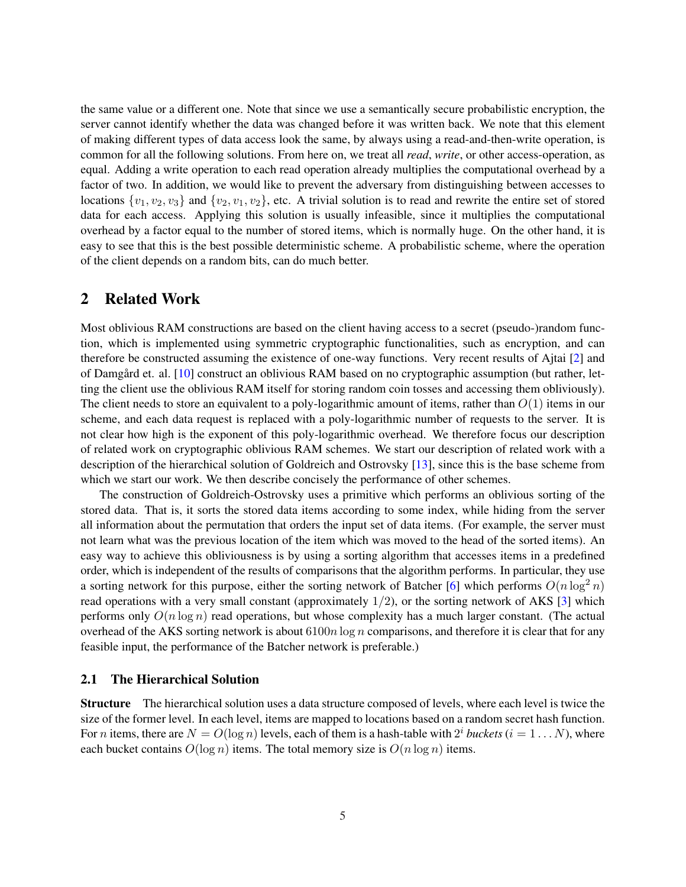the same value or a different one. Note that since we use a semantically secure probabilistic encryption, the server cannot identify whether the data was changed before it was written back. We note that this element of making different types of data access look the same, by always using a read-and-then-write operation, is common for all the following solutions. From here on, we treat all *read*, *write*, or other access-operation, as equal. Adding a write operation to each read operation already multiplies the computational overhead by a factor of two. In addition, we would like to prevent the adversary from distinguishing between accesses to locations $\{v_1, v_2, v_3\}$ and $\{v_2, v_1, v_2\}$, etc. A trivial solution is to read and rewrite the entire set of stored data for each access. Applying this solution is usually infeasible, since it multiplies the computational overhead by a factor equal to the number of stored items, which is normally huge. On the other hand, it is easy to see that this is the best possible deterministic scheme. A probabilistic scheme, where the operation of the client depends on a random bits, can do much better.

## 2 Related Work

Most oblivious RAM constructions are based on the client having access to a secret (pseudo-)random function, which is implemented using symmetric cryptographic functionalities, such as encryption, and can therefore be constructed assuming the existence of one-way functions. Very recent results of Ajtai [2] and of Damgård et. al. [10] construct an oblivious RAM based on no cryptographic assumption (but rather, letting the client use the oblivious RAM itself for storing random coin tosses and accessing them obliviously). The client needs to store an equivalent to a poly-logarithmic amount of items, rather than $O(1)$ items in our scheme, and each data request is replaced with a poly-logarithmic number of requests to the server. It is not clear how high is the exponent of this poly-logarithmic overhead. We therefore focus our description of related work on cryptographic oblivious RAM schemes. We start our description of related work with a description of the hierarchical solution of Goldreich and Ostrovsky [13], since this is the base scheme from which we start our work. We then describe concisely the performance of other schemes.

The construction of Goldreich-Ostrovsky uses a primitive which performs an oblivious sorting of the stored data. That is, it sorts the stored data items according to some index, while hiding from the server all information about the permutation that orders the input set of data items. (For example, the server must not learn what was the previous location of the item which was moved to the head of the sorted items). An easy way to achieve this obliviousness is by using a sorting algorithm that accesses items in a predefined order, which is independent of the results of comparisons that the algorithm performs. In particular, they use a sorting network for this purpose, either the sorting network of Batcher [6] which performs $O(n \log^2 n)$ read operations with a very small constant (approximately $1/2$), or the sorting network of AKS [3] which performs only $O(n \log n)$ read operations, but whose complexity has a much larger constant. (The actual overhead of the AKS sorting network is about $6100 n \log n$ comparisons, and therefore it is clear that for any feasible input, the performance of the Batcher network is preferable.)

### 2.1 The Hierarchical Solution

**Structure** The hierarchical solution uses a data structure composed of levels, where each level is twice the size of the former level. In each level, items are mapped to locations based on a random secret hash function. For $n$ items, there are $N = O(\log n)$ levels, each of them is a hash-table with $2^i$ *buckets* ($i = 1 \ldots N$), where each bucket contains $O(\log n)$ items. The total memory size is $O(n \log n)$ items.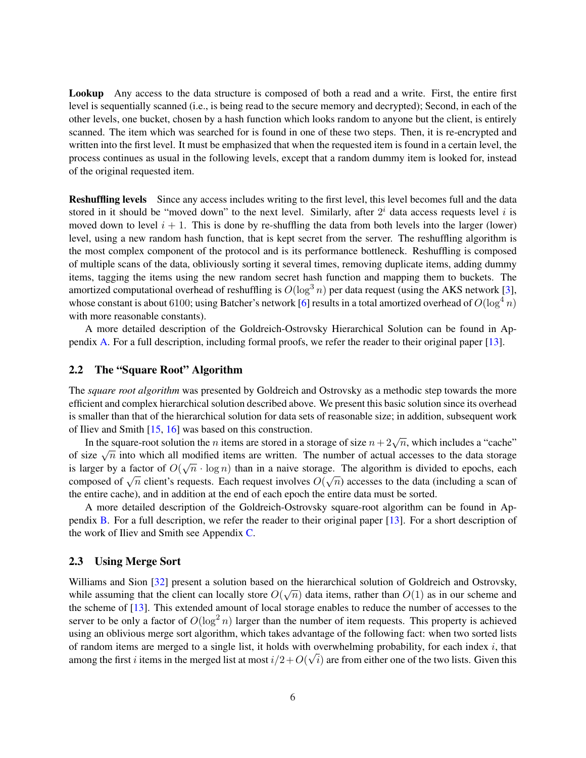**Lookup** Any access to the data structure is composed of both a read and a write. First, the entire first level is sequentially scanned (i.e., is being read to the secure memory and decrypted); Second, in each of the other levels, one bucket, chosen by a hash function which looks random to anyone but the client, is entirely scanned. The item which was searched for is found in one of these two steps. Then, it is re-encrypted and written into the first level. It must be emphasized that when the requested item is found in a certain level, the process continues as usual in the following levels, except that a random dummy item is looked for, instead of the original requested item.

**Reshuffling levels** Since any access includes writing to the first level, this level becomes full and the data stored in it should be "moved down" to the next level. Similarly, after $2^i$ data access requests level $i$ is moved down to level $i+1$. This is done by re-shuffling the data from both levels into the larger (lower) level, using a new random hash function, that is kept secret from the server. The reshuffling algorithm is the most complex component of the protocol and is its performance bottleneck. Reshuffling is composed of multiple scans of the data, obliviously sorting it several times, removing duplicate items, adding dummy items, tagging the items using the new random secret hash function and mapping them to buckets. The amortized computational overhead of reshuffling is $O(\log^3 n)$ per data request (using the AKS network [3], whose constant is about 6100; using Batcher's network [6] results in a total amortized overhead of $O(\log^4 n)$ with more reasonable constants).

A more detailed description of the Goldreich-Ostrovsky Hierarchical Solution can be found in Appendix A. For a full description, including formal proofs, we refer the reader to their original paper [13].

## 2.2 The "Square Root" Algorithm

The *square root algorithm* was presented by Goldreich and Ostrovsky as a methodic step towards the more efficient and complex hierarchical solution described above. We present this basic solution since its overhead is smaller than that of the hierarchical solution for data sets of reasonable size; in addition, subsequent work of Iliev and Smith [15, 16] was based on this construction.

In the square-root solution the $n$ items are stored in a storage of size $n+2\sqrt{n}$, which includes a "cache" of size $\sqrt{n}$ into which all modified items are written. The number of actual accesses to the data storage is larger by a factor of $O(\sqrt{n} \cdot \log n)$ than in a naive storage. The algorithm is divided to epochs, each composed of $\sqrt{n}$ client's requests. Each request involves $O(\sqrt{n})$ accesses to the data (including a scan of the entire cache), and in addition at the end of each epoch the entire data must be sorted.

A more detailed description of the Goldreich-Ostrovsky square-root algorithm can be found in Appendix B. For a full description, we refer the reader to their original paper [13]. For a short description of the work of Iliev and Smith see Appendix C.

## 2.3 Using Merge Sort

Williams and Sion [32] present a solution based on the hierarchical solution of Goldreich and Ostrovsky, while assuming that the client can locally store $O(\sqrt{n})$ data items, rather than $O(1)$ as in our scheme and the scheme of [13]. This extended amount of local storage enables to reduce the number of accesses to the server to be only a factor of $O(\log^2 n)$ larger than the number of item requests. This property is achieved using an oblivious merge sort algorithm, which takes advantage of the following fact: when two sorted lists of random items are merged to a single list, it holds with overwhelming probability, for each index $i$, that among the first $i$ items in the merged list at most $i/2+O(\sqrt{i})$ are from either one of the two lists. Given this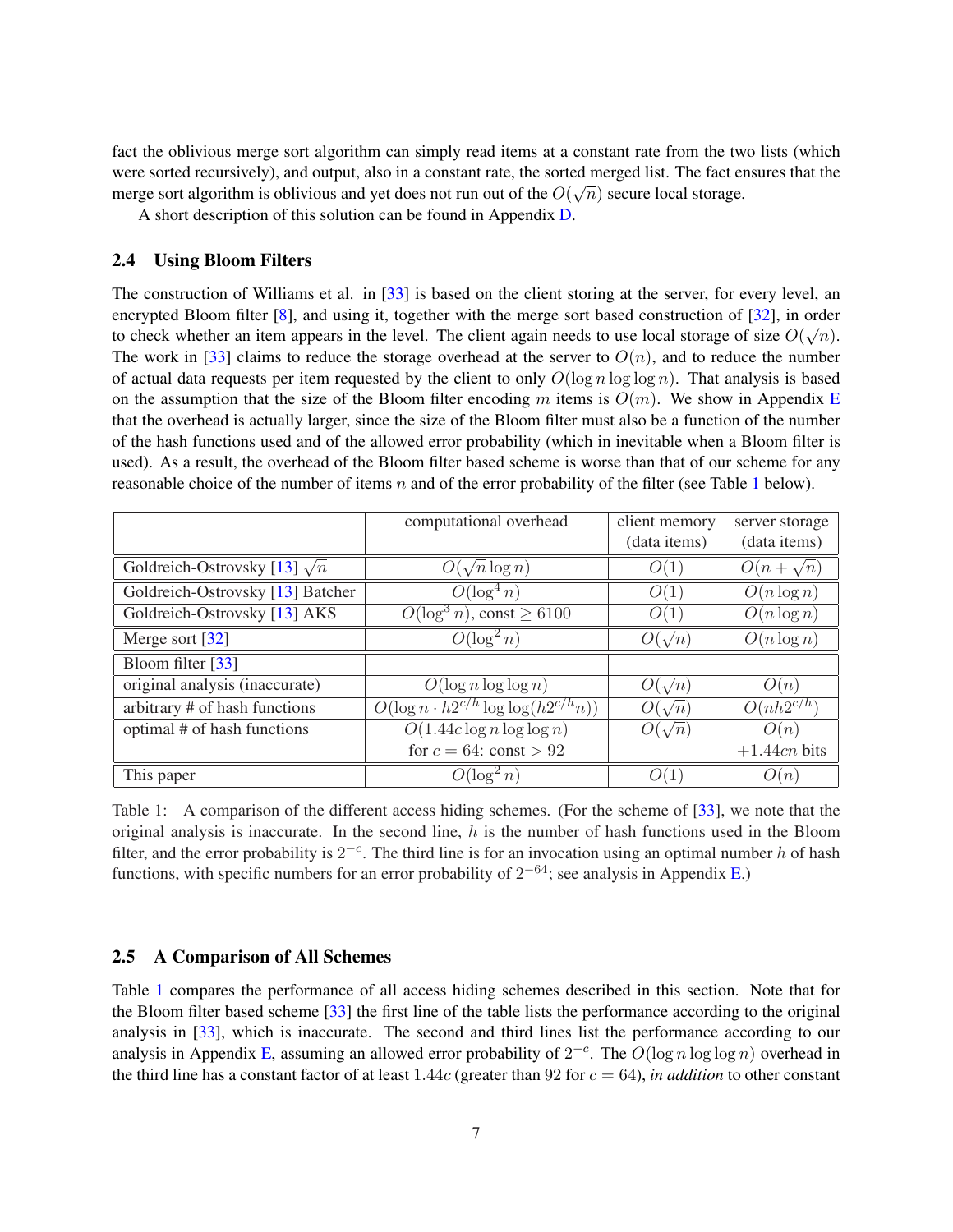fact the oblivious merge sort algorithm can simply read items at a constant rate from the two lists (which were sorted recursively), and output, also in a constant rate, the sorted merged list. The fact ensures that the merge sort algorithm is oblivious and yet does not run out of the $O(\sqrt{n})$ secure local storage.

A short description of this solution can be found in Appendix D.

### 2.4 Using Bloom Filters

The construction of Williams et al. in [33] is based on the client storing at the server, for every level, an encrypted Bloom filter [8], and using it, together with the merge sort based construction of [32], in order to check whether an item appears in the level. The client again needs to use local storage of size $O(\sqrt{n})$. The work in [33] claims to reduce the storage overhead at the server to $O(n)$, and to reduce the number of actual data requests per item requested by the client to only $O(\log n \log \log n)$. That analysis is based on the assumption that the size of the Bloom filter encoding $m$ items is $O(m)$. We show in Appendix E that the overhead is actually larger, since the size of the Bloom filter must also be a function of the number of the hash functions used and of the allowed error probability (which in inevitable when a Bloom filter is used). As a result, the overhead of the Bloom filter based scheme is worse than that of our scheme for any reasonable choice of the number of items $n$ and of the error probability of the filter (see Table 1 below).

| | computational overhead | client memory (data items) | server storage (data items) |
|---|---|---|---|
| Goldreich-Ostrovsky [13] $\sqrt{n}$ | $O(\sqrt{n}\log n)$ | $O(1)$ | $O(n+\sqrt{n})$ |
| Goldreich-Ostrovsky [13] Batcher | $O(\log^4 n)$ | $O(1)$ | $O(n \log n)$ |
| Goldreich-Ostrovsky [13] AKS | $O(\log^3 n)$, const $\geq 6100$ | $O(1)$ | $O(n \log n)$ |
| Merge sort [32] | $O(\log^2 n)$ | $O(\sqrt{n})$ | $O(n \log n)$ |
| Bloom filter [33] | | | |
| original analysis (inaccurate) | $O(\log n \log \log n)$ | $O(\sqrt{n})$ | $O(n)$ |
| arbitrary # of hash functions | $O(\log n \cdot h2^{c/h} \log\log(h2^{c/h}n))$ | $O(\sqrt{n})$ | $O(nh2^{c/h})$ |
| optimal # of hash functions | $O(1.44c \log n \log\log n)$ for $c=64$: const $> 92$ | $O(\sqrt{n})$ | $O(n)$ $+1.44cn$ bits |
| This paper | $O(\log^2 n)$ | $O(1)$ | $O(n)$ |

Table 1: A comparison of the different access hiding schemes. (For the scheme of [33], we note that the original analysis is inaccurate. In the second line, $h$ is the number of hash functions used in the Bloom filter, and the error probability is $2^{-c}$. The third line is for an invocation using an optimal number $h$ of hash functions, with specific numbers for an error probability of $2^{-64}$; see analysis in Appendix E.)

### 2.5 A Comparison of All Schemes

Table 1 compares the performance of all access hiding schemes described in this section. Note that for the Bloom filter based scheme [33] the first line of the table lists the performance according to the original analysis in [33], which is inaccurate. The second and third lines list the performance according to our analysis in Appendix E, assuming an allowed error probability of $2^{-c}$. The $O(\log n \log \log n)$ overhead in the third line has a constant factor of at least $1.44c$ (greater than 92 for $c = 64$), *in addition* to other constant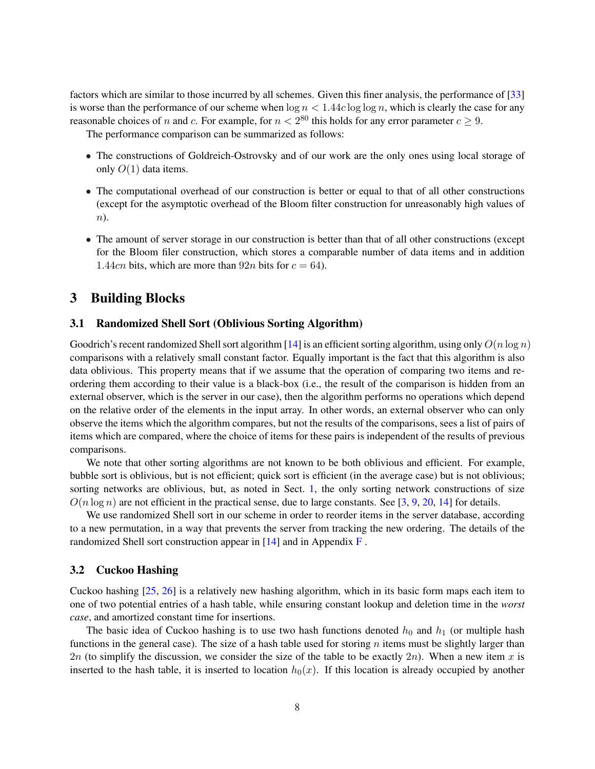factors which are similar to those incurred by all schemes. Given this finer analysis, the performance of [33] is worse than the performance of our scheme when $\log n < 1.44c \log \log n$, which is clearly the case for any reasonable choices of $n$ and $c$. For example, for $n < 2^{80}$ this holds for any error parameter $c \geq 9$.

The performance comparison can be summarized as follows:

- The constructions of Goldreich-Ostrovsky and of our work are the only ones using local storage of only $O(1)$ data items.
- The computational overhead of our construction is better or equal to that of all other constructions (except for the asymptotic overhead of the Bloom filter construction for unreasonably high values of $n$).
- The amount of server storage in our construction is better than that of all other constructions (except for the Bloom filer construction, which stores a comparable number of data items and in addition $1.44cn$ bits, which are more than $92n$ bits for $c = 64$).

# 3 Building Blocks

## 3.1 Randomized Shell Sort (Oblivious Sorting Algorithm)

Goodrich's recent randomized Shell sort algorithm [14] is an efficient sorting algorithm, using only $O(n \log n)$ comparisons with a relatively small constant factor. Equally important is the fact that this algorithm is also data oblivious. This property means that if we assume that the operation of comparing two items and re-ordering them according to their value is a black-box (i.e., the result of the comparison is hidden from an external observer, which is the server in our case), then the algorithm performs no operations which depend on the relative order of the elements in the input array. In other words, an external observer who can only observe the items which the algorithm compares, but not the results of the comparisons, sees a list of pairs of items which are compared, where the choice of items for these pairs is independent of the results of previous comparisons.

We note that other sorting algorithms are not known to be both oblivious and efficient. For example, bubble sort is oblivious, but is not efficient; quick sort is efficient (in the average case) but is not oblivious; sorting networks are oblivious, but, as noted in Sect. 1, the only sorting network constructions of size $O(n \log n)$ are not efficient in the practical sense, due to large constants. See [3, 9, 20, 14] for details.

We use randomized Shell sort in our scheme in order to reorder items in the server database, according to a new permutation, in a way that prevents the server from tracking the new ordering. The details of the randomized Shell sort construction appear in [14] and in Appendix F .

## 3.2 Cuckoo Hashing

Cuckoo hashing [25, 26] is a relatively new hashing algorithm, which in its basic form maps each item to one of two potential entries of a hash table, while ensuring constant lookup and deletion time in the *worst case*, and amortized constant time for insertions.

The basic idea of Cuckoo hashing is to use two hash functions denoted $h_0$ and $h_1$ (or multiple hash functions in the general case). The size of a hash table used for storing $n$ items must be slightly larger than $2n$ (to simplify the discussion, we consider the size of the table to be exactly $2n$). When a new item $x$ is inserted to the hash table, it is inserted to location $h_0(x)$. If this location is already occupied by another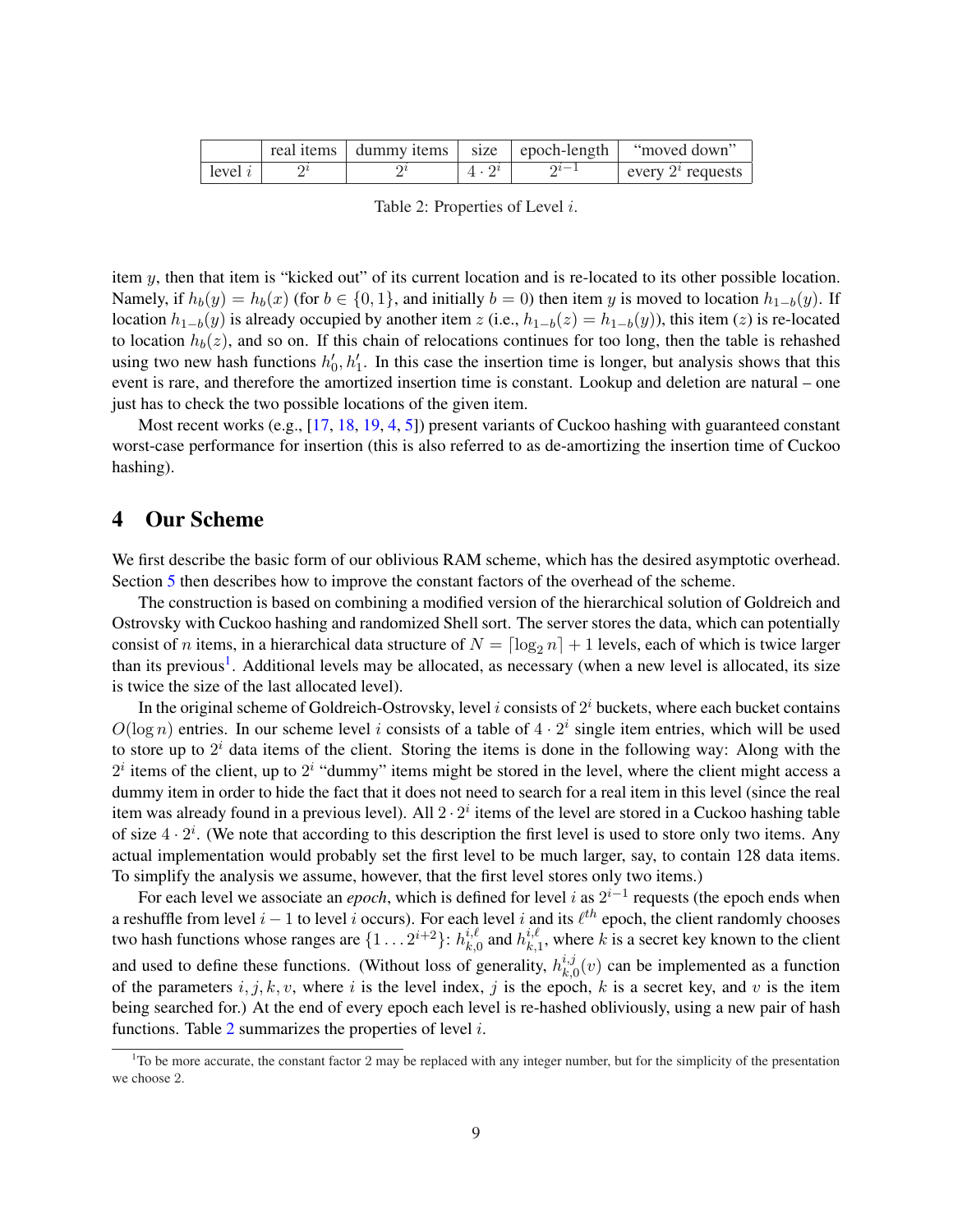|  | real items | dummy items | size | epoch-length | "moved down" |
|---|---|---|---|---|---|
| level $i$ | $2^i$ | $2^i$ | $4 \cdot 2^i$ | $2^{i-1}$ | every $2^i$ requests |

Table 2: Properties of Level $i$.

item $y$, then that item is "kicked out" of its current location and is re-located to its other possible location. Namely, if $h_b(y) = h_b(x)$ (for $b \in \{0, 1\}$, and initially $b = 0$) then item $y$ is moved to location $h_{1-b}(y)$. If location $h_{1-b}(y)$ is already occupied by another item $z$ (i.e., $h_{1-b}(z) = h_{1-b}(y)$), this item ($z$) is re-located to location $h_b(z)$, and so on. If this chain of relocations continues for too long, then the table is rehashed using two new hash functions $h'_0, h'_1$. In this case the insertion time is longer, but analysis shows that this event is rare, and therefore the amortized insertion time is constant. Lookup and deletion are natural – one just has to check the two possible locations of the given item.

Most recent works (e.g., [17, 18, 19, 4, 5]) present variants of Cuckoo hashing with guaranteed constant worst-case performance for insertion (this is also referred to as de-amortizing the insertion time of Cuckoo hashing).

## 4 Our Scheme

We first describe the basic form of our oblivious RAM scheme, which has the desired asymptotic overhead. Section 5 then describes how to improve the constant factors of the overhead of the scheme.

The construction is based on combining a modified version of the hierarchical solution of Goldreich and Ostrovsky with Cuckoo hashing and randomized Shell sort. The server stores the data, which can potentially consist of $n$ items, in a hierarchical data structure of $N = \lceil \log_2 n \rceil + 1$ levels, each of which is twice larger than its previous[1]. Additional levels may be allocated, as necessary (when a new level is allocated, its size is twice the size of the last allocated level).

In the original scheme of Goldreich-Ostrovsky, level $i$ consists of $2^i$ buckets, where each bucket contains $O(\log n)$ entries. In our scheme level $i$ consists of a table of $4 \cdot 2^i$ single item entries, which will be used to store up to $2^i$ data items of the client. Storing the items is done in the following way: Along with the $2^i$ items of the client, up to $2^i$ "dummy" items might be stored in the level, where the client might access a dummy item in order to hide the fact that it does not need to search for a real item in this level (since the real item was already found in a previous level). All $2 \cdot 2^i$ items of the level are stored in a Cuckoo hashing table of size $4 \cdot 2^i$. (We note that according to this description the first level is used to store only two items. Any actual implementation would probably set the first level to be much larger, say, to contain 128 data items. To simplify the analysis we assume, however, that the first level stores only two items.)

For each level we associate an *epoch*, which is defined for level $i$ as $2^{i-1}$ requests (the epoch ends when a reshuffle from level $i-1$ to level $i$ occurs). For each level $i$ and its $\ell^{th}$ epoch, the client randomly chooses two hash functions whose ranges are $\{1 \dots 2^{i+2}\}$: $h^{i,\ell}_{k,0}$ and $h^{i,\ell}_{k,1}$, where $k$ is a secret key known to the client and used to define these functions. (Without loss of generality, $h^{i,j}_{k,0}(v)$ can be implemented as a function of the parameters $i, j, k, v$, where $i$ is the level index, $j$ is the epoch, $k$ is a secret key, and $v$ is the item being searched for.) At the end of every epoch each level is re-hashed obliviously, using a new pair of hash functions. Table 2 summarizes the properties of level $i$.

[1] To be more accurate, the constant factor 2 may be replaced with any integer number, but for the simplicity of the presentation we choose 2.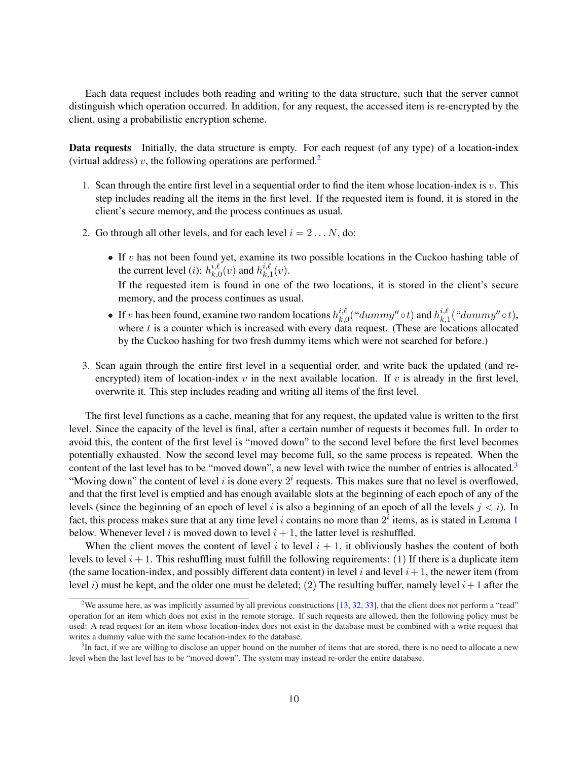Each data request includes both reading and writing to the data structure, such that the server cannot distinguish which operation occurred. In addition, for any request, the accessed item is re-encrypted by the client, using a probabilistic encryption scheme.

**Data requests** Initially, the data structure is empty. For each request (of any type) of a location-index (virtual address) $v$, the following operations are performed.[2]

1. Scan through the entire first level in a sequential order to find the item whose location-index is $v$. This step includes reading all the items in the first level. If the requested item is found, it is stored in the client's secure memory, and the process continues as usual.

2. Go through all other levels, and for each level $i = 2 \ldots N$, do:

   - If $v$ has not been found yet, examine its two possible locations in the Cuckoo hashing table of the current level ($i$): $h^{i,\ell}_{k,0}(v)$ and $h^{i,\ell}_{k,1}(v)$.
     If the requested item is found in one of the two locations, it is stored in the client's secure memory, and the process continues as usual.
   - If $v$ has been found, examine two random locations $h^{i,\ell}_{k,0}(\text{"}dummy\text{"} \circ t)$ and $h^{i,\ell}_{k,1}(\text{"}dummy\text{"} \circ t)$, where $t$ is a counter which is increased with every data request. (These are locations allocated by the Cuckoo hashing for two fresh dummy items which were not searched for before.)

3. Scan again through the entire first level in a sequential order, and write back the updated (and re-encrypted) item of location-index $v$ in the next available location. If $v$ is already in the first level, overwrite it. This step includes reading and writing all items of the first level.

The first level functions as a cache, meaning that for any request, the updated value is written to the first level. Since the capacity of the level is final, after a certain number of requests it becomes full. In order to avoid this, the content of the first level is "moved down" to the second level before the first level becomes potentially exhausted. Now the second level may become full, so the same process is repeated. When the content of the last level has to be "moved down", a new level with twice the number of entries is allocated.[3] "Moving down" the content of level $i$ is done every $2^i$ requests. This makes sure that no level is overflowed, and that the first level is emptied and has enough available slots at the beginning of each epoch of any of the levels (since the beginning of an epoch of level $i$ is also a beginning of an epoch of all the levels $j < i$). In fact, this process makes sure that at any time level $i$ contains no more than $2^i$ items, as is stated in Lemma 1 below. Whenever level $i$ is moved down to level $i + 1$, the latter level is reshuffled.

When the client moves the content of level $i$ to level $i + 1$, it obliviously hashes the content of both levels to level $i + 1$. This reshuffling must fulfill the following requirements: (1) If there is a duplicate item (the same location-index, and possibly different data content) in level $i$ and level $i + 1$, the newer item (from level $i$) must be kept, and the older one must be deleted; (2) The resulting buffer, namely level $i + 1$ after the

[2] We assume here, as was implicitly assumed by all previous constructions [13, 32, 33], that the client does not perform a "read" operation for an item which does not exist in the remote storage. If such requests are allowed, then the following policy must be used: A read request for an item whose location-index does not exist in the database must be combined with a write request that writes a dummy value with the same location-index to the database.

[3] In fact, if we are willing to disclose an upper bound on the number of items that are stored, there is no need to allocate a new level when the last level has to be "moved down". The system may instead re-order the entire database.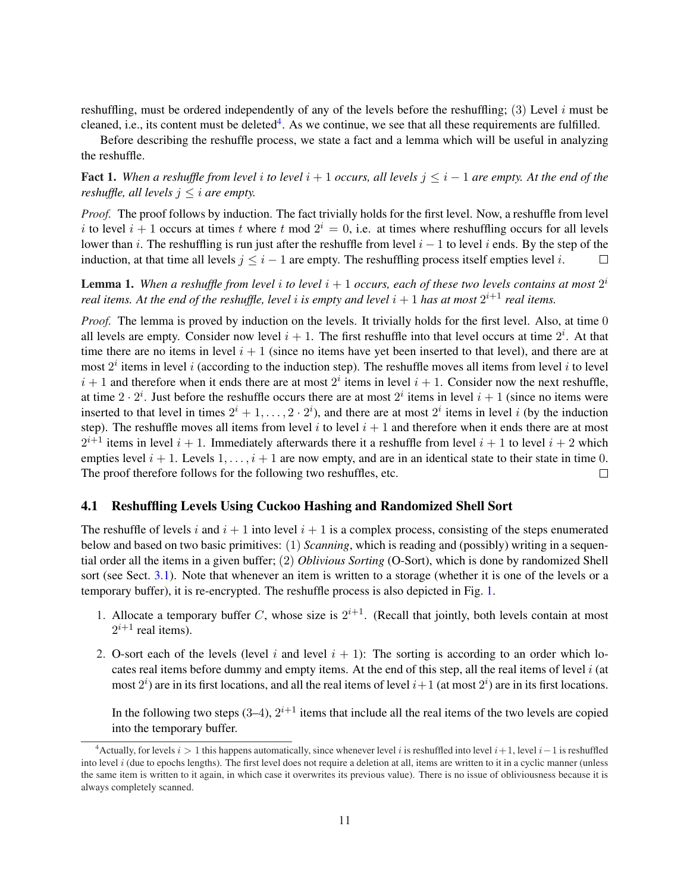reshuffling, must be ordered independently of any of the levels before the reshuffling; (3) Level $i$ must be cleaned, i.e., its content must be deleted[4]. As we continue, we see that all these requirements are fulfilled.

Before describing the reshuffle process, we state a fact and a lemma which will be useful in analyzing the reshuffle.

**Fact 1.** *When a reshuffle from level $i$ to level $i+1$ occurs, all levels $j \leq i-1$ are empty. At the end of the reshuffle, all levels $j \leq i$ are empty.*

*Proof.* The proof follows by induction. The fact trivially holds for the first level. Now, a reshuffle from level $i$ to level $i+1$ occurs at times $t$ where $t \bmod 2^i = 0$, i.e. at times where reshuffling occurs for all levels lower than $i$. The reshuffling is run just after the reshuffle from level $i-1$ to level $i$ ends. By the step of the induction, at that time all levels $j \leq i-1$ are empty. The reshuffling process itself empties level $i$. □

**Lemma 1.** *When a reshuffle from level $i$ to level $i+1$ occurs, each of these two levels contains at most $2^i$ real items. At the end of the reshuffle, level $i$ is empty and level $i+1$ has at most $2^{i+1}$ real items.*

*Proof.* The lemma is proved by induction on the levels. It trivially holds for the first level. Also, at time 0 all levels are empty. Consider now level $i+1$. The first reshuffle into that level occurs at time $2^i$. At that time there are no items in level $i+1$ (since no items have yet been inserted to that level), and there are at most $2^i$ items in level $i$ (according to the induction step). The reshuffle moves all items from level $i$ to level $i+1$ and therefore when it ends there are at most $2^i$ items in level $i+1$. Consider now the next reshuffle, at time $2 \cdot 2^i$. Just before the reshuffle occurs there are at most $2^i$ items in level $i+1$ (since no items were inserted to that level in times $2^i+1, \ldots, 2 \cdot 2^i$), and there are at most $2^i$ items in level $i$ (by the induction step). The reshuffle moves all items from level $i$ to level $i+1$ and therefore when it ends there are at most $2^{i+1}$ items in level $i+1$. Immediately afterwards there it a reshuffle from level $i+1$ to level $i+2$ which empties level $i+1$. Levels $1, \ldots, i+1$ are now empty, and are in an identical state to their state in time 0. The proof therefore follows for the following two reshuffles, etc. □

### 4.1 Reshuffling Levels Using Cuckoo Hashing and Randomized Shell Sort

The reshuffle of levels $i$ and $i+1$ into level $i+1$ is a complex process, consisting of the steps enumerated below and based on two basic primitives: (1) *Scanning*, which is reading and (possibly) writing in a sequential order all the items in a given buffer; (2) *Oblivious Sorting* (O-Sort), which is done by randomized Shell sort (see Sect. 3.1). Note that whenever an item is written to a storage (whether it is one of the levels or a temporary buffer), it is re-encrypted. The reshuffle process is also depicted in Fig. 1.

1. Allocate a temporary buffer $C$, whose size is $2^{i+1}$. (Recall that jointly, both levels contain at most $2^{i+1}$ real items).
2. O-sort each of the levels (level $i$ and level $i+1$): The sorting is according to an order which locates real items before dummy and empty items. At the end of this step, all the real items of level $i$ (at most $2^i$) are in its first locations, and all the real items of level $i+1$ (at most $2^i$) are in its first locations.

   In the following two steps (3–4), $2^{i+1}$ items that include all the real items of the two levels are copied into the temporary buffer.

[4] Actually, for levels $i > 1$ this happens automatically, since whenever level $i$ is reshuffled into level $i+1$, level $i-1$ is reshuffled into level $i$ (due to epochs lengths). The first level does not require a deletion at all, items are written to it in a cyclic manner (unless the same item is written to it again, in which case it overwrites its previous value). There is no issue of obliviousness because it is always completely scanned.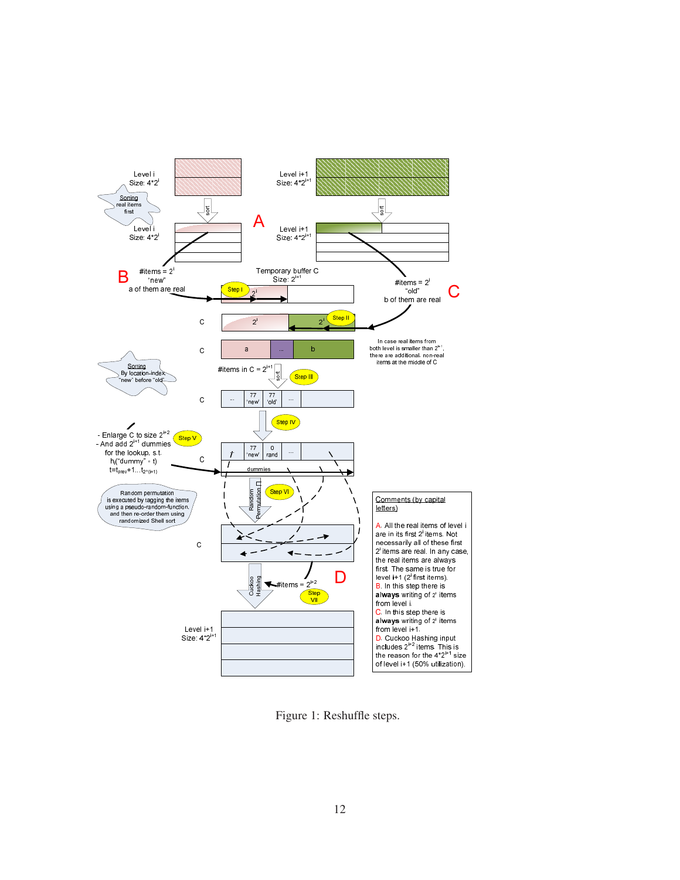Comments (by capital letters)

A. All the real items of level i are in its first $2^i$ items. Not necessarily all of these first $2^i$ items are real. In any case, the real items are always first. The same is true for level i+1 ($2^i$ first items).

B. In this step there is **always** writing of $2^i$ items from level i.

C. In this step there is **always** writing of $2^i$ items from level i+1.

D. Cuckoo Hashing input includes $2^{i+2}$ items. This is the reason for the $4*2^{i+1}$ size of level i+1 (50% utilization).

Figure 1: Reshuffle steps.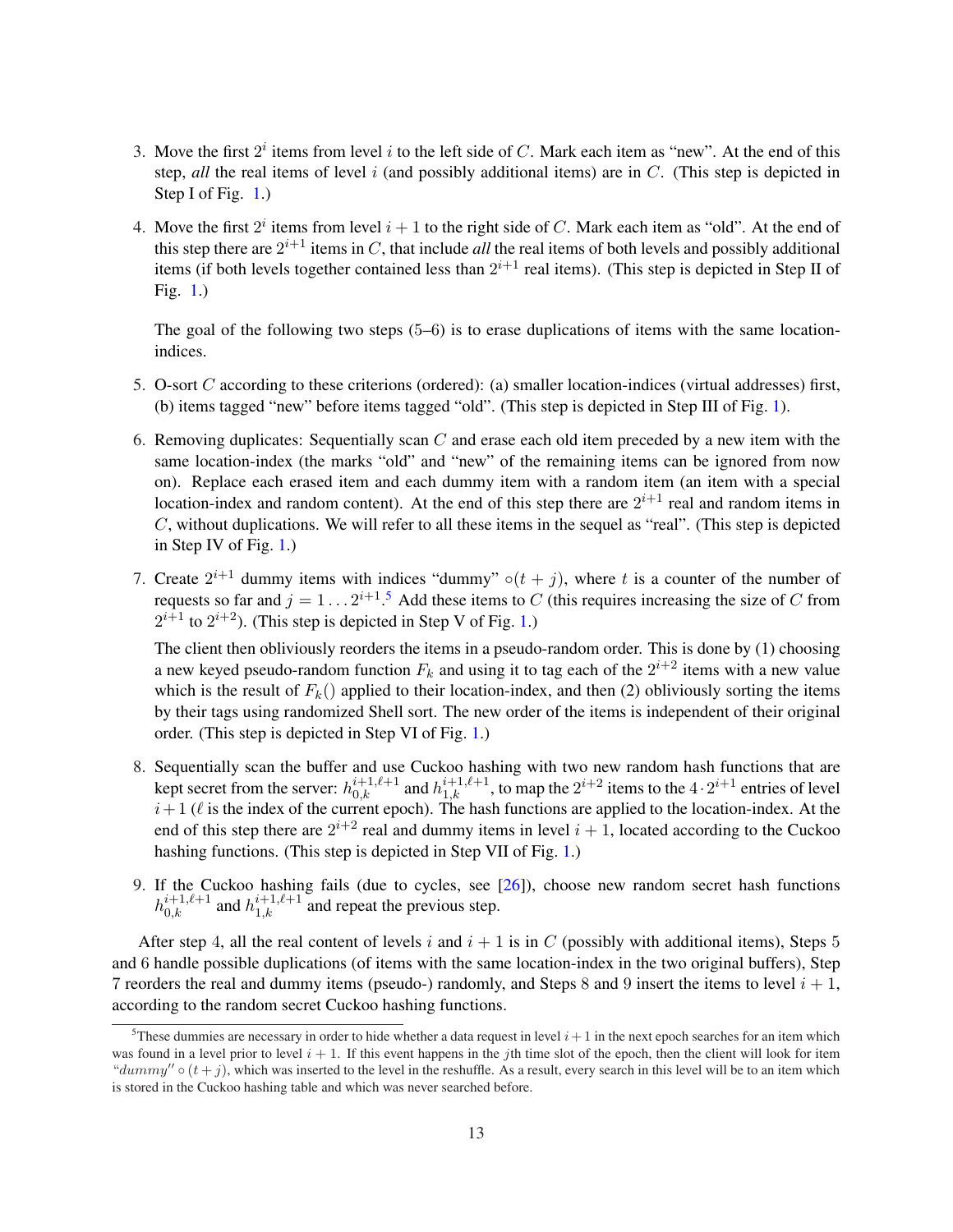3. Move the first $2^i$ items from level $i$ to the left side of $C$. Mark each item as "new". At the end of this step, *all* the real items of level $i$ (and possibly additional items) are in $C$. (This step is depicted in Step I of Fig. 1.)

4. Move the first $2^i$ items from level $i+1$ to the right side of $C$. Mark each item as "old". At the end of this step there are $2^{i+1}$ items in $C$, that include *all* the real items of both levels and possibly additional items (if both levels together contained less than $2^{i+1}$ real items). (This step is depicted in Step II of Fig. 1.)

   The goal of the following two steps (5–6) is to erase duplications of items with the same location-indices.

5. O-sort $C$ according to these criterions (ordered): (a) smaller location-indices (virtual addresses) first, (b) items tagged "new" before items tagged "old". (This step is depicted in Step III of Fig. 1).

6. Removing duplicates: Sequentially scan $C$ and erase each old item preceded by a new item with the same location-index (the marks "old" and "new" of the remaining items can be ignored from now on). Replace each erased item and each dummy item with a random item (an item with a special location-index and random content). At the end of this step there are $2^{i+1}$ real and random items in $C$, without duplications. We will refer to all these items in the sequel as "real". (This step is depicted in Step IV of Fig. 1.)

7. Create $2^{i+1}$ dummy items with indices "dummy" $\circ(t+j)$, where $t$ is a counter of the number of requests so far and $j = 1 \ldots 2^{i+1}$.[5] Add these items to $C$ (this requires increasing the size of $C$ from $2^{i+1}$ to $2^{i+2}$). (This step is depicted in Step V of Fig. 1.)

   The client then obliviously reorders the items in a pseudo-random order. This is done by (1) choosing a new keyed pseudo-random function $F_k$ and using it to tag each of the $2^{i+2}$ items with a new value which is the result of $F_k()$ applied to their location-index, and then (2) obliviously sorting the items by their tags using randomized Shell sort. The new order of the items is independent of their original order. (This step is depicted in Step VI of Fig. 1.)

8. Sequentially scan the buffer and use Cuckoo hashing with two new random hash functions that are kept secret from the server: $h_{0,k}^{i+1,\ell+1}$ and $h_{1,k}^{i+1,\ell+1}$, to map the $2^{i+2}$ items to the $4 \cdot 2^{i+1}$ entries of level $i+1$ ($\ell$ is the index of the current epoch). The hash functions are applied to the location-index. At the end of this step there are $2^{i+2}$ real and dummy items in level $i+1$, located according to the Cuckoo hashing functions. (This step is depicted in Step VII of Fig. 1.)

9. If the Cuckoo hashing fails (due to cycles, see [26]), choose new random secret hash functions $h_{0,k}^{i+1,\ell+1}$ and $h_{1,k}^{i+1,\ell+1}$ and repeat the previous step.

After step 4, all the real content of levels $i$ and $i+1$ is in $C$ (possibly with additional items), Steps 5 and 6 handle possible duplications (of items with the same location-index in the two original buffers), Step 7 reorders the real and dummy items (pseudo-) randomly, and Steps 8 and 9 insert the items to level $i+1$, according to the random secret Cuckoo hashing functions.

[5] These dummies are necessary in order to hide whether a data request in level $i+1$ in the next epoch searches for an item which was found in a level prior to level $i+1$. If this event happens in the $j$th time slot of the epoch, then the client will look for item "$dummy$" $\circ(t+j)$, which was inserted to the level in the reshuffle. As a result, every search in this level will be to an item which is stored in the Cuckoo hashing table and which was never searched before.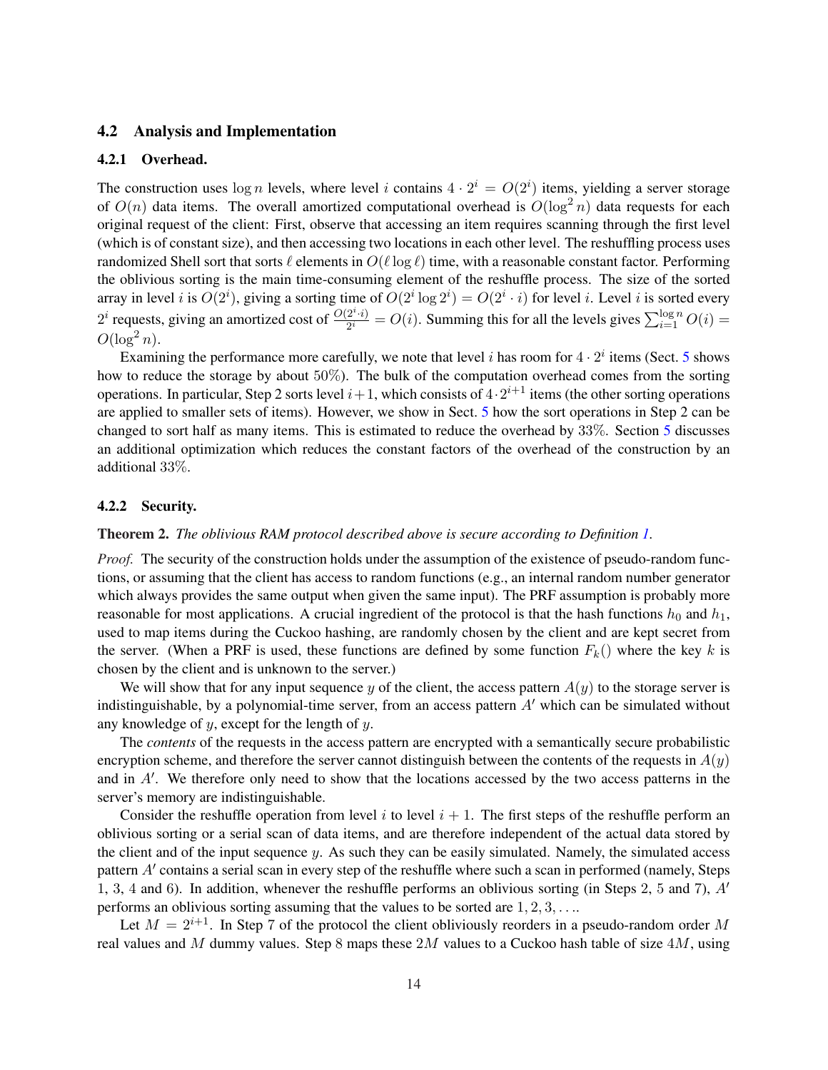### 4.2 Analysis and Implementation

#### 4.2.1 Overhead.

The construction uses $\log n$ levels, where level $i$ contains $4 \cdot 2^i = O(2^i)$ items, yielding a server storage of $O(n)$ data items. The overall amortized computational overhead is $O(\log^2 n)$ data requests for each original request of the client: First, observe that accessing an item requires scanning through the first level (which is of constant size), and then accessing two locations in each other level. The reshuffling process uses randomized Shell sort that sorts $\ell$ elements in $O(\ell \log \ell)$ time, with a reasonable constant factor. Performing the oblivious sorting is the main time-consuming element of the reshuffle process. The size of the sorted array in level $i$ is $O(2^i)$, giving a sorting time of $O(2^i \log 2^i) = O(2^i \cdot i)$ for level $i$. Level $i$ is sorted every $2^i$ requests, giving an amortized cost of $\frac{O(2^i \cdot i)}{2^i} = O(i)$. Summing this for all the levels gives $\sum_{i=1}^{\log n} O(i) = O(\log^2 n)$.

Examining the performance more carefully, we note that level $i$ has room for $4 \cdot 2^i$ items (Sect. 5 shows how to reduce the storage by about $50\%$). The bulk of the computation overhead comes from the sorting operations. In particular, Step 2 sorts level $i+1$, which consists of $4 \cdot 2^{i+1}$ items (the other sorting operations are applied to smaller sets of items). However, we show in Sect. 5 how the sort operations in Step 2 can be changed to sort half as many items. This is estimated to reduce the overhead by $33\%$. Section 5 discusses an additional optimization which reduces the constant factors of the overhead of the construction by an additional $33\%$.

#### 4.2.2 Security.

**Theorem 2.** *The oblivious RAM protocol described above is secure according to Definition 1.*

*Proof.* The security of the construction holds under the assumption of the existence of pseudo-random functions, or assuming that the client has access to random functions (e.g., an internal random number generator which always provides the same output when given the same input). The PRF assumption is probably more reasonable for most applications. A crucial ingredient of the protocol is that the hash functions $h_0$ and $h_1$, used to map items during the Cuckoo hashing, are randomly chosen by the client and are kept secret from the server. (When a PRF is used, these functions are defined by some function $F_k()$ where the key $k$ is chosen by the client and is unknown to the server.)

We will show that for any input sequence $y$ of the client, the access pattern $A(y)$ to the storage server is indistinguishable, by a polynomial-time server, from an access pattern $A'$ which can be simulated without any knowledge of $y$, except for the length of $y$.

The *contents* of the requests in the access pattern are encrypted with a semantically secure probabilistic encryption scheme, and therefore the server cannot distinguish between the contents of the requests in $A(y)$ and in $A'$. We therefore only need to show that the locations accessed by the two access patterns in the server's memory are indistinguishable.

Consider the reshuffle operation from level $i$ to level $i+1$. The first steps of the reshuffle perform an oblivious sorting or a serial scan of data items, and are therefore independent of the actual data stored by the client and of the input sequence $y$. As such they can be easily simulated. Namely, the simulated access pattern $A'$ contains a serial scan in every step of the reshuffle where such a scan in performed (namely, Steps 1, 3, 4 and 6). In addition, whenever the reshuffle performs an oblivious sorting (in Steps 2, 5 and 7), $A'$ performs an oblivious sorting assuming that the values to be sorted are $1, 2, 3, \ldots$.

Let $M = 2^{i+1}$. In Step 7 of the protocol the client obliviously reorders in a pseudo-random order $M$ real values and $M$ dummy values. Step 8 maps these $2M$ values to a Cuckoo hash table of size $4M$, using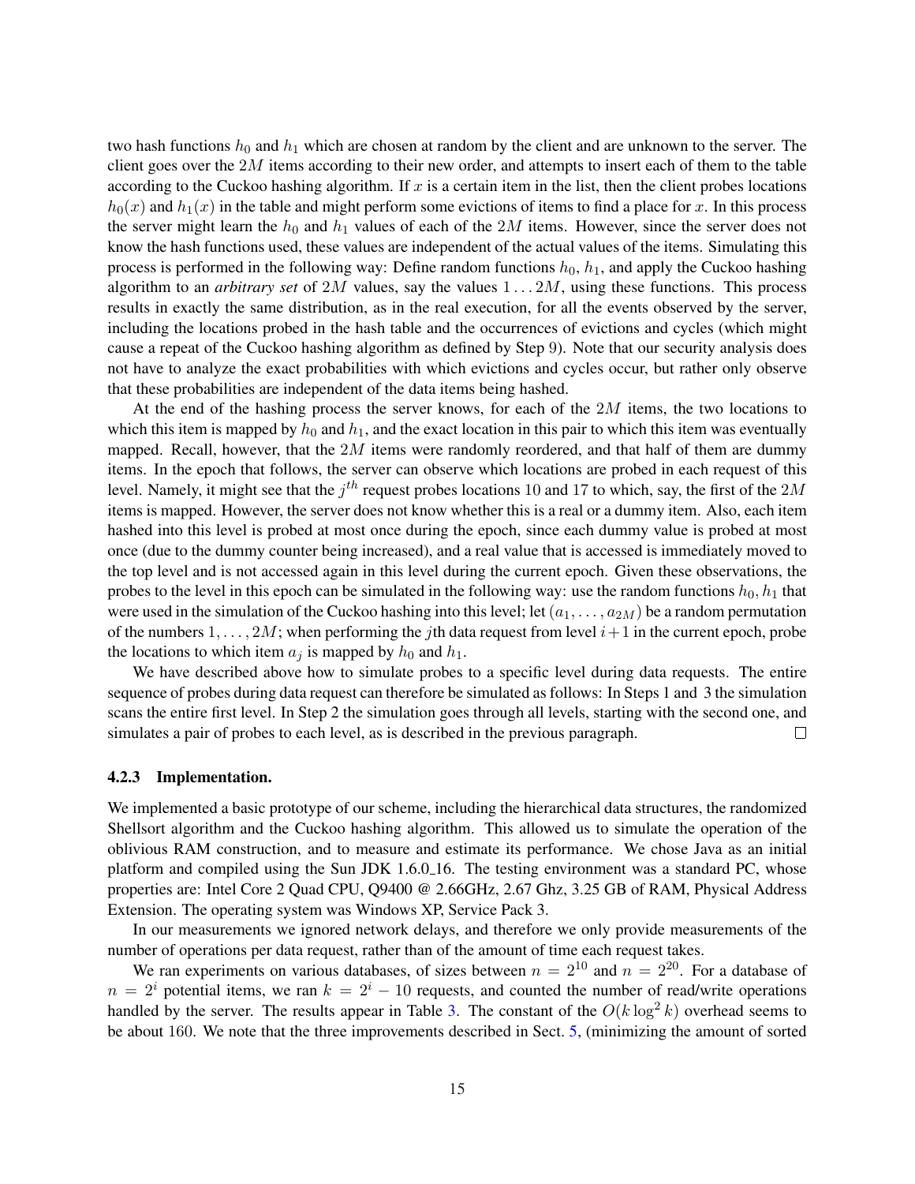two hash functions $h_0$ and $h_1$ which are chosen at random by the client and are unknown to the server. The client goes over the $2M$ items according to their new order, and attempts to insert each of them to the table according to the Cuckoo hashing algorithm. If $x$ is a certain item in the list, then the client probes locations $h_0(x)$ and $h_1(x)$ in the table and might perform some evictions of items to find a place for $x$. In this process the server might learn the $h_0$ and $h_1$ values of each of the $2M$ items. However, since the server does not know the hash functions used, these values are independent of the actual values of the items. Simulating this process is performed in the following way: Define random functions $h_0$, $h_1$, and apply the Cuckoo hashing algorithm to an *arbitrary set* of $2M$ values, say the values $1 \ldots 2M$, using these functions. This process results in exactly the same distribution, as in the real execution, for all the events observed by the server, including the locations probed in the hash table and the occurrences of evictions and cycles (which might cause a repeat of the Cuckoo hashing algorithm as defined by Step 9). Note that our security analysis does not have to analyze the exact probabilities with which evictions and cycles occur, but rather only observe that these probabilities are independent of the data items being hashed.

At the end of the hashing process the server knows, for each of the $2M$ items, the two locations to which this item is mapped by $h_0$ and $h_1$, and the exact location in this pair to which this item was eventually mapped. Recall, however, that the $2M$ items were randomly reordered, and that half of them are dummy items. In the epoch that follows, the server can observe which locations are probed in each request of this level. Namely, it might see that the $j^{th}$ request probes locations 10 and 17 to which, say, the first of the $2M$ items is mapped. However, the server does not know whether this is a real or a dummy item. Also, each item hashed into this level is probed at most once during the epoch, since each dummy value is probed at most once (due to the dummy counter being increased), and a real value that is accessed is immediately moved to the top level and is not accessed again in this level during the current epoch. Given these observations, the probes to the level in this epoch can be simulated in the following way: use the random functions $h_0, h_1$ that were used in the simulation of the Cuckoo hashing into this level; let $(a_1, \ldots, a_{2M})$ be a random permutation of the numbers $1, \ldots, 2M$; when performing the $j$th data request from level $i+1$ in the current epoch, probe the locations to which item $a_j$ is mapped by $h_0$ and $h_1$.

We have described above how to simulate probes to a specific level during data requests. The entire sequence of probes during data request can therefore be simulated as follows: In Steps 1 and 3 the simulation scans the entire first level. In Step 2 the simulation goes through all levels, starting with the second one, and simulates a pair of probes to each level, as is described in the previous paragraph. □

#### 4.2.3 Implementation.

We implemented a basic prototype of our scheme, including the hierarchical data structures, the randomized Shellsort algorithm and the Cuckoo hashing algorithm. This allowed us to simulate the operation of the oblivious RAM construction, and to measure and estimate its performance. We chose Java as an initial platform and compiled using the Sun JDK 1.6.0_16. The testing environment was a standard PC, whose properties are: Intel Core 2 Quad CPU, Q9400 @ 2.66GHz, 2.67 Ghz, 3.25 GB of RAM, Physical Address Extension. The operating system was Windows XP, Service Pack 3.

In our measurements we ignored network delays, and therefore we only provide measurements of the number of operations per data request, rather than of the amount of time each request takes.

We ran experiments on various databases, of sizes between $n = 2^{10}$ and $n = 2^{20}$. For a database of $n = 2^i$ potential items, we ran $k = 2^i - 10$ requests, and counted the number of read/write operations handled by the server. The results appear in Table 3. The constant of the $O(k \log^2 k)$ overhead seems to be about 160. We note that the three improvements described in Sect. 5, (minimizing the amount of sorted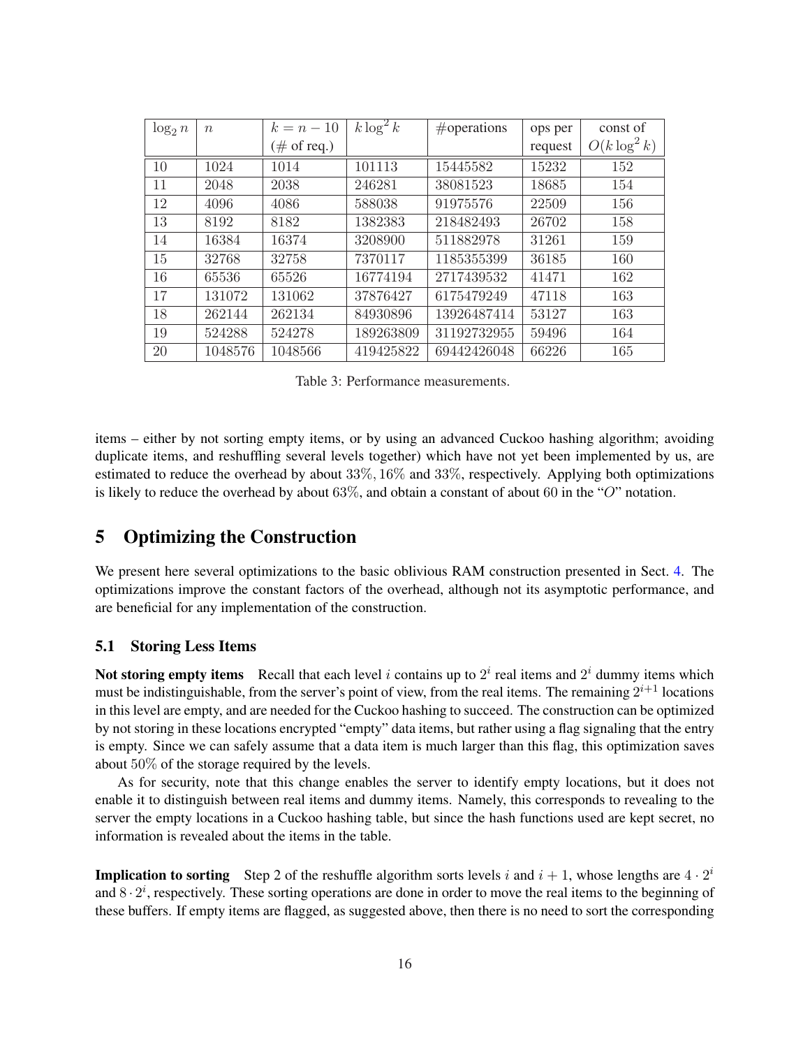| $\log_2 n$ | $n$ | $k = n - 10$ (# of req.) | $k \log^2 k$ | #operations | ops per request | const of $O(k \log^2 k)$ |
|---|---|---|---|---|---|---|
| 10 | 1024 | 1014 | 101113 | 15445582 | 15232 | 152 |
| 11 | 2048 | 2038 | 246281 | 38081523 | 18685 | 154 |
| 12 | 4096 | 4086 | 588038 | 91975576 | 22509 | 156 |
| 13 | 8192 | 8182 | 1382383 | 218482493 | 26702 | 158 |
| 14 | 16384 | 16374 | 3208900 | 511882978 | 31261 | 159 |
| 15 | 32768 | 32758 | 7370117 | 1185355399 | 36185 | 160 |
| 16 | 65536 | 65526 | 16774194 | 2717439532 | 41471 | 162 |
| 17 | 131072 | 131062 | 37876427 | 6175479249 | 47118 | 163 |
| 18 | 262144 | 262134 | 84930896 | 13926487414 | 53127 | 163 |
| 19 | 524288 | 524278 | 189263809 | 31192732955 | 59496 | 164 |
| 20 | 1048576 | 1048566 | 419425822 | 69442426048 | 66226 | 165 |

Table 3: Performance measurements.

items – either by not sorting empty items, or by using an advanced Cuckoo hashing algorithm; avoiding duplicate items, and reshuffling several levels together) which have not yet been implemented by us, are estimated to reduce the overhead by about 33%, 16% and 33%, respectively. Applying both optimizations is likely to reduce the overhead by about 63%, and obtain a constant of about 60 in the "*O*" notation.

## 5 Optimizing the Construction

We present here several optimizations to the basic oblivious RAM construction presented in Sect. 4. The optimizations improve the constant factors of the overhead, although not its asymptotic performance, and are beneficial for any implementation of the construction.

### 5.1 Storing Less Items

**Not storing empty items** Recall that each level $i$ contains up to $2^i$ real items and $2^i$ dummy items which must be indistinguishable, from the server's point of view, from the real items. The remaining $2^{i+1}$ locations in this level are empty, and are needed for the Cuckoo hashing to succeed. The construction can be optimized by not storing in these locations encrypted "empty" data items, but rather using a flag signaling that the entry is empty. Since we can safely assume that a data item is much larger than this flag, this optimization saves about 50% of the storage required by the levels.

As for security, note that this change enables the server to identify empty locations, but it does not enable it to distinguish between real items and dummy items. Namely, this corresponds to revealing to the server the empty locations in a Cuckoo hashing table, but since the hash functions used are kept secret, no information is revealed about the items in the table.

**Implication to sorting** Step 2 of the reshuffle algorithm sorts levels $i$ and $i + 1$, whose lengths are $4 \cdot 2^i$ and $8 \cdot 2^i$, respectively. These sorting operations are done in order to move the real items to the beginning of these buffers. If empty items are flagged, as suggested above, then there is no need to sort the corresponding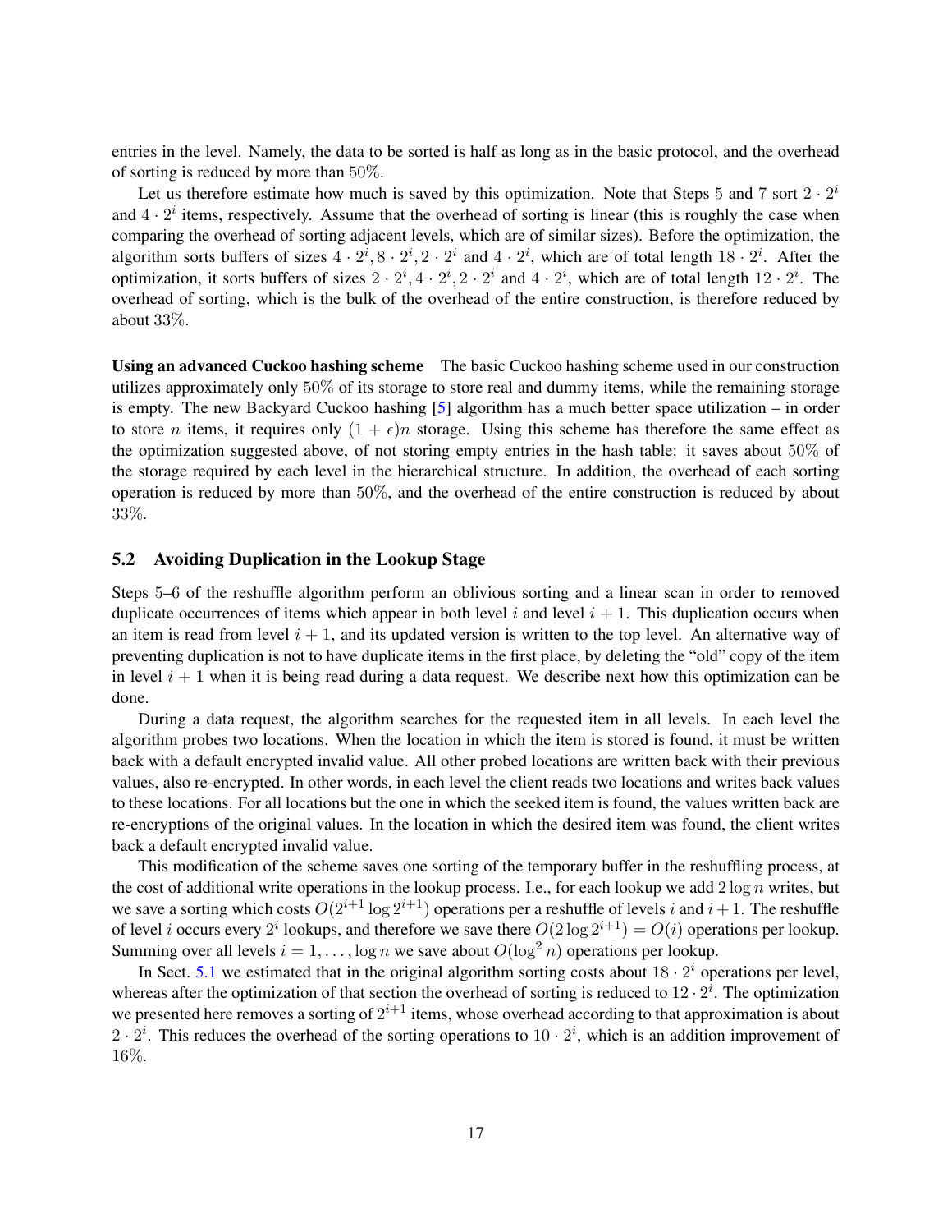entries in the level. Namely, the data to be sorted is half as long as in the basic protocol, and the overhead of sorting is reduced by more than $50\%$.

Let us therefore estimate how much is saved by this optimization. Note that Steps 5 and 7 sort $2 \cdot 2^i$ and $4 \cdot 2^i$ items, respectively. Assume that the overhead of sorting is linear (this is roughly the case when comparing the overhead of sorting adjacent levels, which are of similar sizes). Before the optimization, the algorithm sorts buffers of sizes $4 \cdot 2^i, 8 \cdot 2^i, 2 \cdot 2^i$ and $4 \cdot 2^i$, which are of total length $18 \cdot 2^i$. After the optimization, it sorts buffers of sizes $2 \cdot 2^i, 4 \cdot 2^i, 2 \cdot 2^i$ and $4 \cdot 2^i$, which are of total length $12 \cdot 2^i$. The overhead of sorting, which is the bulk of the overhead of the entire construction, is therefore reduced by about $33\%$.

**Using an advanced Cuckoo hashing scheme** The basic Cuckoo hashing scheme used in our construction utilizes approximately only $50\%$ of its storage to store real and dummy items, while the remaining storage is empty. The new Backyard Cuckoo hashing [5] algorithm has a much better space utilization – in order to store $n$ items, it requires only $(1 + \epsilon)n$ storage. Using this scheme has therefore the same effect as the optimization suggested above, of not storing empty entries in the hash table: it saves about $50\%$ of the storage required by each level in the hierarchical structure. In addition, the overhead of each sorting operation is reduced by more than $50\%$, and the overhead of the entire construction is reduced by about $33\%$.

### 5.2 Avoiding Duplication in the Lookup Stage

Steps 5–6 of the reshuffle algorithm perform an oblivious sorting and a linear scan in order to removed duplicate occurrences of items which appear in both level $i$ and level $i + 1$. This duplication occurs when an item is read from level $i + 1$, and its updated version is written to the top level. An alternative way of preventing duplication is not to have duplicate items in the first place, by deleting the "old" copy of the item in level $i + 1$ when it is being read during a data request. We describe next how this optimization can be done.

During a data request, the algorithm searches for the requested item in all levels. In each level the algorithm probes two locations. When the location in which the item is stored is found, it must be written back with a default encrypted invalid value. All other probed locations are written back with their previous values, also re-encrypted. In other words, in each level the client reads two locations and writes back values to these locations. For all locations but the one in which the seeked item is found, the values written back are re-encryptions of the original values. In the location in which the desired item was found, the client writes back a default encrypted invalid value.

This modification of the scheme saves one sorting of the temporary buffer in the reshuffling process, at the cost of additional write operations in the lookup process. I.e., for each lookup we add $2 \log n$ writes, but we save a sorting which costs $O(2^{i+1} \log 2^{i+1})$ operations per a reshuffle of levels $i$ and $i + 1$. The reshuffle of level $i$ occurs every $2^i$ lookups, and therefore we save there $O(2 \log 2^{i+1}) = O(i)$ operations per lookup. Summing over all levels $i = 1, \ldots, \log n$ we save about $O(\log^2 n)$ operations per lookup.

In Sect. 5.1 we estimated that in the original algorithm sorting costs about $18 \cdot 2^i$ operations per level, whereas after the optimization of that section the overhead of sorting is reduced to $12 \cdot 2^i$. The optimization we presented here removes a sorting of $2^{i+1}$ items, whose overhead according to that approximation is about $2 \cdot 2^i$. This reduces the overhead of the sorting operations to $10 \cdot 2^i$, which is an addition improvement of $16\%$.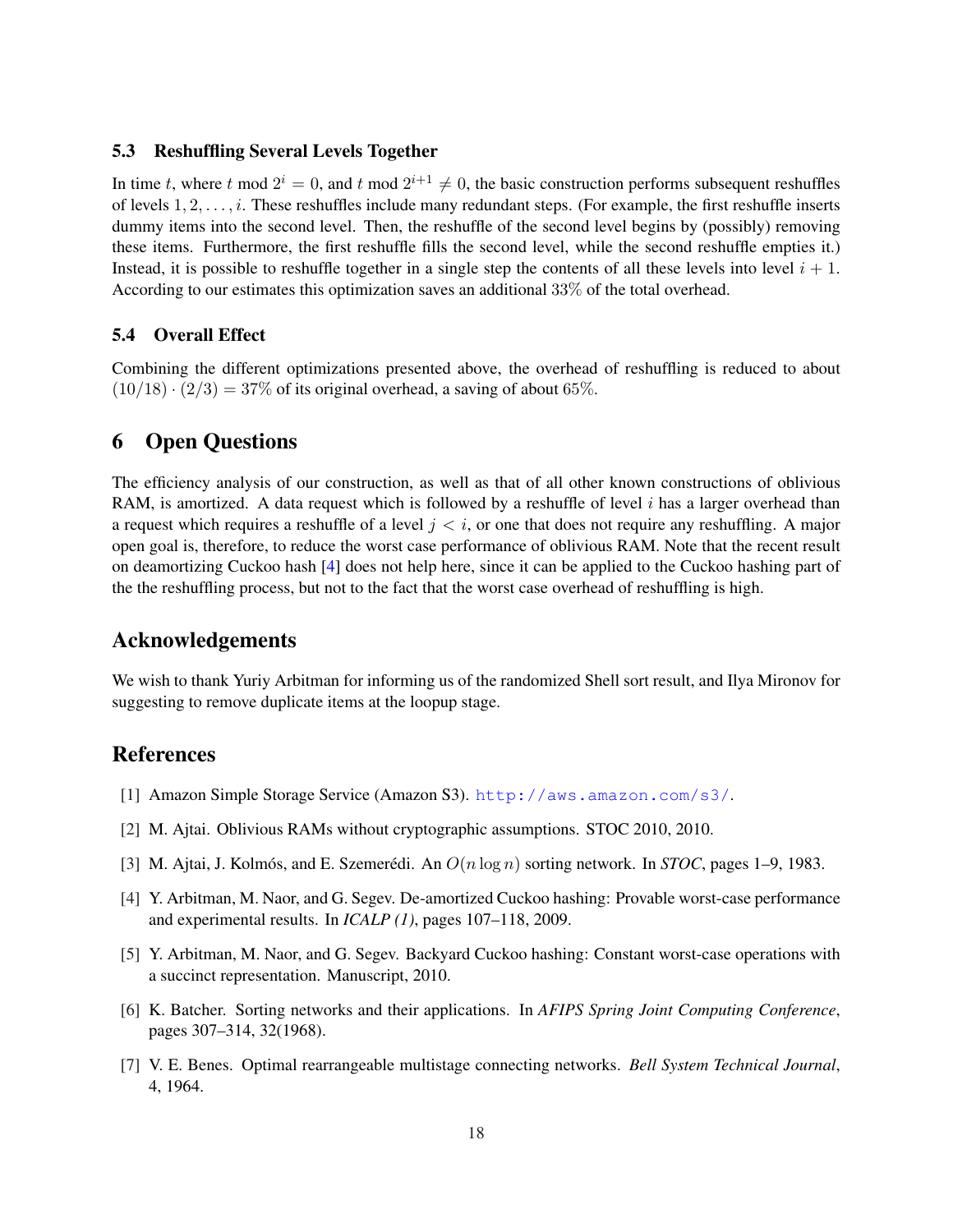### 5.3 Reshuffling Several Levels Together

In time $t$, where $t \bmod 2^i = 0$, and $t \bmod 2^{i+1} \neq 0$, the basic construction performs subsequent reshuffles of levels $1, 2, \ldots, i$. These reshuffles include many redundant steps. (For example, the first reshuffle inserts dummy items into the second level. Then, the reshuffle of the second level begins by (possibly) removing these items. Furthermore, the first reshuffle fills the second level, while the second reshuffle empties it.) Instead, it is possible to reshuffle together in a single step the contents of all these levels into level $i + 1$. According to our estimates this optimization saves an additional 33% of the total overhead.

### 5.4 Overall Effect

Combining the different optimizations presented above, the overhead of reshuffling is reduced to about $(10/18) \cdot (2/3) = 37\%$ of its original overhead, a saving of about 65%.

## 6 Open Questions

The efficiency analysis of our construction, as well as that of all other known constructions of oblivious RAM, is amortized. A data request which is followed by a reshuffle of level $i$ has a larger overhead than a request which requires a reshuffle of a level $j < i$, or one that does not require any reshuffling. A major open goal is, therefore, to reduce the worst case performance of oblivious RAM. Note that the recent result on deamortizing Cuckoo hash [4] does not help here, since it can be applied to the Cuckoo hashing part of the the reshuffling process, but not to the fact that the worst case overhead of reshuffling is high.

## Acknowledgements

We wish to thank Yuriy Arbitman for informing us of the randomized Shell sort result, and Ilya Mironov for suggesting to remove duplicate items at the loopup stage.

## References

[1] Amazon Simple Storage Service (Amazon S3). http://aws.amazon.com/s3/.

[2] M. Ajtai. Oblivious RAMs without cryptographic assumptions. STOC 2010, 2010.

[3] M. Ajtai, J. Kolmós, and E. Szemerédi. An $O(n \log n)$ sorting network. In *STOC*, pages 1–9, 1983.

[4] Y. Arbitman, M. Naor, and G. Segev. De-amortized Cuckoo hashing: Provable worst-case performance and experimental results. In *ICALP (1)*, pages 107–118, 2009.

[5] Y. Arbitman, M. Naor, and G. Segev. Backyard Cuckoo hashing: Constant worst-case operations with a succinct representation. Manuscript, 2010.

[6] K. Batcher. Sorting networks and their applications. In *AFIPS Spring Joint Computing Conference*, pages 307–314, 32(1968).

[7] V. E. Benes. Optimal rearrangeable multistage connecting networks. *Bell System Technical Journal*, 4, 1964.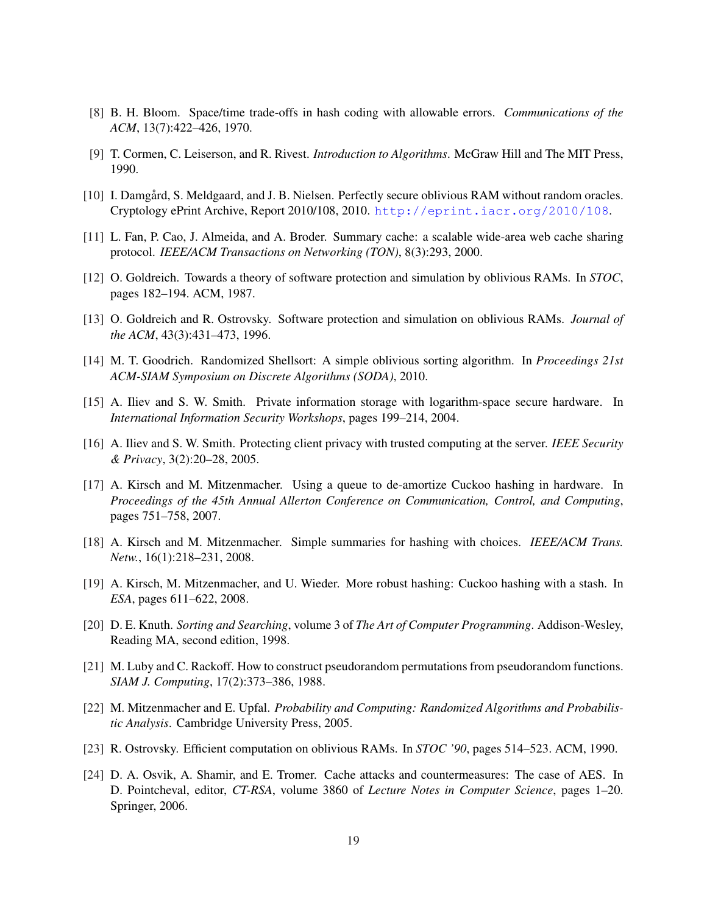[8] B. H. Bloom. Space/time trade-offs in hash coding with allowable errors. *Communications of the ACM*, 13(7):422–426, 1970.

[9] T. Cormen, C. Leiserson, and R. Rivest. *Introduction to Algorithms*. McGraw Hill and The MIT Press, 1990.

[10] I. Damgård, S. Meldgaard, and J. B. Nielsen. Perfectly secure oblivious RAM without random oracles. Cryptology ePrint Archive, Report 2010/108, 2010. http://eprint.iacr.org/2010/108.

[11] L. Fan, P. Cao, J. Almeida, and A. Broder. Summary cache: a scalable wide-area web cache sharing protocol. *IEEE/ACM Transactions on Networking (TON)*, 8(3):293, 2000.

[12] O. Goldreich. Towards a theory of software protection and simulation by oblivious RAMs. In *STOC*, pages 182–194. ACM, 1987.

[13] O. Goldreich and R. Ostrovsky. Software protection and simulation on oblivious RAMs. *Journal of the ACM*, 43(3):431–473, 1996.

[14] M. T. Goodrich. Randomized Shellsort: A simple oblivious sorting algorithm. In *Proceedings 21st ACM-SIAM Symposium on Discrete Algorithms (SODA)*, 2010.

[15] A. Iliev and S. W. Smith. Private information storage with logarithm-space secure hardware. In *International Information Security Workshops*, pages 199–214, 2004.

[16] A. Iliev and S. W. Smith. Protecting client privacy with trusted computing at the server. *IEEE Security & Privacy*, 3(2):20–28, 2005.

[17] A. Kirsch and M. Mitzenmacher. Using a queue to de-amortize Cuckoo hashing in hardware. In *Proceedings of the 45th Annual Allerton Conference on Communication, Control, and Computing*, pages 751–758, 2007.

[18] A. Kirsch and M. Mitzenmacher. Simple summaries for hashing with choices. *IEEE/ACM Trans. Netw.*, 16(1):218–231, 2008.

[19] A. Kirsch, M. Mitzenmacher, and U. Wieder. More robust hashing: Cuckoo hashing with a stash. In *ESA*, pages 611–622, 2008.

[20] D. E. Knuth. *Sorting and Searching*, volume 3 of *The Art of Computer Programming*. Addison-Wesley, Reading MA, second edition, 1998.

[21] M. Luby and C. Rackoff. How to construct pseudorandom permutations from pseudorandom functions. *SIAM J. Computing*, 17(2):373–386, 1988.

[22] M. Mitzenmacher and E. Upfal. *Probability and Computing: Randomized Algorithms and Probabilistic Analysis*. Cambridge University Press, 2005.

[23] R. Ostrovsky. Efficient computation on oblivious RAMs. In *STOC '90*, pages 514–523. ACM, 1990.

[24] D. A. Osvik, A. Shamir, and E. Tromer. Cache attacks and countermeasures: The case of AES. In D. Pointcheval, editor, *CT-RSA*, volume 3860 of *Lecture Notes in Computer Science*, pages 1–20. Springer, 2006.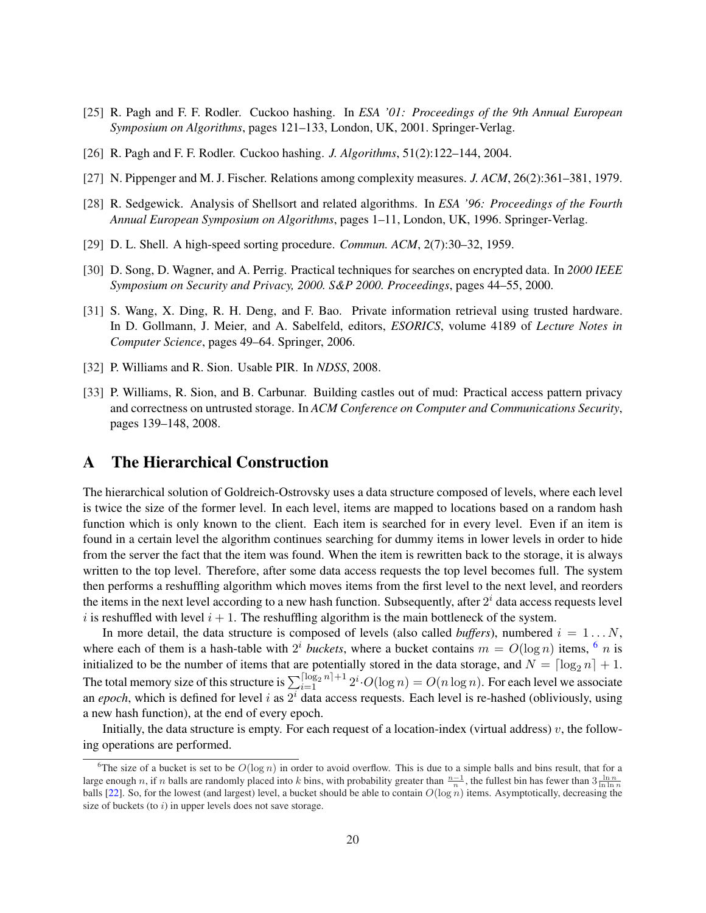[25] R. Pagh and F. F. Rodler. Cuckoo hashing. In *ESA '01: Proceedings of the 9th Annual European Symposium on Algorithms*, pages 121–133, London, UK, 2001. Springer-Verlag.

[26] R. Pagh and F. F. Rodler. Cuckoo hashing. *J. Algorithms*, 51(2):122–144, 2004.

[27] N. Pippenger and M. J. Fischer. Relations among complexity measures. *J. ACM*, 26(2):361–381, 1979.

[28] R. Sedgewick. Analysis of Shellsort and related algorithms. In *ESA '96: Proceedings of the Fourth Annual European Symposium on Algorithms*, pages 1–11, London, UK, 1996. Springer-Verlag.

[29] D. L. Shell. A high-speed sorting procedure. *Commun. ACM*, 2(7):30–32, 1959.

[30] D. Song, D. Wagner, and A. Perrig. Practical techniques for searches on encrypted data. In *2000 IEEE Symposium on Security and Privacy, 2000. S&P 2000. Proceedings*, pages 44–55, 2000.

[31] S. Wang, X. Ding, R. H. Deng, and F. Bao. Private information retrieval using trusted hardware. In D. Gollmann, J. Meier, and A. Sabelfeld, editors, *ESORICS*, volume 4189 of *Lecture Notes in Computer Science*, pages 49–64. Springer, 2006.

[32] P. Williams and R. Sion. Usable PIR. In *NDSS*, 2008.

[33] P. Williams, R. Sion, and B. Carbunar. Building castles out of mud: Practical access pattern privacy and correctness on untrusted storage. In *ACM Conference on Computer and Communications Security*, pages 139–148, 2008.

# A The Hierarchical Construction

The hierarchical solution of Goldreich-Ostrovsky uses a data structure composed of levels, where each level is twice the size of the former level. In each level, items are mapped to locations based on a random hash function which is only known to the client. Each item is searched for in every level. Even if an item is found in a certain level the algorithm continues searching for dummy items in lower levels in order to hide from the server the fact that the item was found. When the item is rewritten back to the storage, it is always written to the top level. Therefore, after some data access requests the top level becomes full. The system then performs a reshuffling algorithm which moves items from the first level to the next level, and reorders the items in the next level according to a new hash function. Subsequently, after $2^i$ data access requests level $i$ is reshuffled with level $i+1$. The reshuffling algorithm is the main bottleneck of the system.

In more detail, the data structure is composed of levels (also called *buffers*), numbered $i = 1 \dots N$, where each of them is a hash-table with $2^i$ *buckets*, where a bucket contains $m = O(\log n)$ items, [6] $n$ is initialized to be the number of items that are potentially stored in the data storage, and $N = \lceil \log_2 n \rceil + 1$. The total memory size of this structure is $\sum_{i=1}^{\lceil \log_2 n \rceil + 1} 2^i \cdot O(\log n) = O(n \log n)$. For each level we associate an *epoch*, which is defined for level $i$ as $2^i$ data access requests. Each level is re-hashed (obliviously, using a new hash function), at the end of every epoch.

Initially, the data structure is empty. For each request of a location-index (virtual address) $v$, the following operations are performed.

[6] The size of a bucket is set to be $O(\log n)$ in order to avoid overflow. This is due to a simple balls and bins result, that for a large enough $n$, if $n$ balls are randomly placed into $k$ bins, with probability greater than $\frac{n-1}{n}$, the fullest bin has fewer than $3\frac{\ln n}{\ln \ln n}$ balls [22]. So, for the lowest (and largest) level, a bucket should be able to contain $O(\log n)$ items. Asymptotically, decreasing the size of buckets (to $i$) in upper levels does not save storage.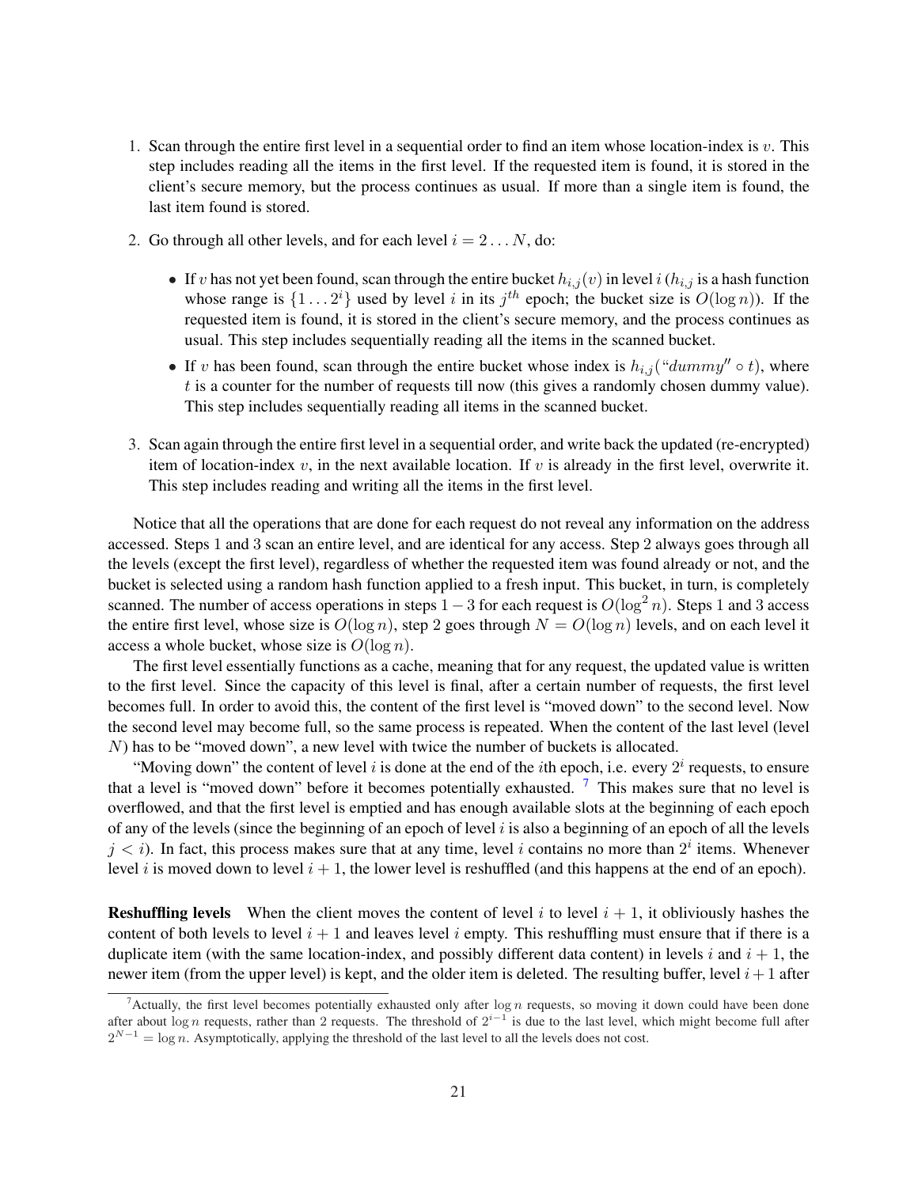1. Scan through the entire first level in a sequential order to find an item whose location-index is $v$. This step includes reading all the items in the first level. If the requested item is found, it is stored in the client's secure memory, but the process continues as usual. If more than a single item is found, the last item found is stored.

2. Go through all other levels, and for each level $i = 2 \dots N$, do:

   - If $v$ has not yet been found, scan through the entire bucket $h_{i,j}(v)$ in level $i$ ($h_{i,j}$ is a hash function whose range is $\{1 \dots 2^i\}$ used by level $i$ in its $j^{th}$ epoch; the bucket size is $O(\log n)$). If the requested item is found, it is stored in the client's secure memory, and the process continues as usual. This step includes sequentially reading all the items in the scanned bucket.
   - If $v$ has been found, scan through the entire bucket whose index is $h_{i,j}(\text{“}dummy\text{''} \circ t)$, where $t$ is a counter for the number of requests till now (this gives a randomly chosen dummy value). This step includes sequentially reading all items in the scanned bucket.

3. Scan again through the entire first level in a sequential order, and write back the updated (re-encrypted) item of location-index $v$, in the next available location. If $v$ is already in the first level, overwrite it. This step includes reading and writing all the items in the first level.

Notice that all the operations that are done for each request do not reveal any information on the address accessed. Steps 1 and 3 scan an entire level, and are identical for any access. Step 2 always goes through all the levels (except the first level), regardless of whether the requested item was found already or not, and the bucket is selected using a random hash function applied to a fresh input. This bucket, in turn, is completely scanned. The number of access operations in steps $1-3$ for each request is $O(\log^2 n)$. Steps 1 and 3 access the entire first level, whose size is $O(\log n)$, step 2 goes through $N = O(\log n)$ levels, and on each level it access a whole bucket, whose size is $O(\log n)$.

The first level essentially functions as a cache, meaning that for any request, the updated value is written to the first level. Since the capacity of this level is final, after a certain number of requests, the first level becomes full. In order to avoid this, the content of the first level is "moved down" to the second level. Now the second level may become full, so the same process is repeated. When the content of the last level (level $N$) has to be "moved down", a new level with twice the number of buckets is allocated.

"Moving down" the content of level $i$ is done at the end of the $i$th epoch, i.e. every $2^i$ requests, to ensure that a level is "moved down" before it becomes potentially exhausted. [7] This makes sure that no level is overflowed, and that the first level is emptied and has enough available slots at the beginning of each epoch of any of the levels (since the beginning of an epoch of level $i$ is also a beginning of an epoch of all the levels $j < i$). In fact, this process makes sure that at any time, level $i$ contains no more than $2^i$ items. Whenever level $i$ is moved down to level $i+1$, the lower level is reshuffled (and this happens at the end of an epoch).

**Reshuffling levels** When the client moves the content of level $i$ to level $i+1$, it obliviously hashes the content of both levels to level $i+1$ and leaves level $i$ empty. This reshuffling must ensure that if there is a duplicate item (with the same location-index, and possibly different data content) in levels $i$ and $i+1$, the newer item (from the upper level) is kept, and the older item is deleted. The resulting buffer, level $i+1$ after

[7] Actually, the first level becomes potentially exhausted only after $\log n$ requests, so moving it down could have been done after about $\log n$ requests, rather than 2 requests. The threshold of $2^{i-1}$ is due to the last level, which might become full after $2^{N-1} = \log n$. Asymptotically, applying the threshold of the last level to all the levels does not cost.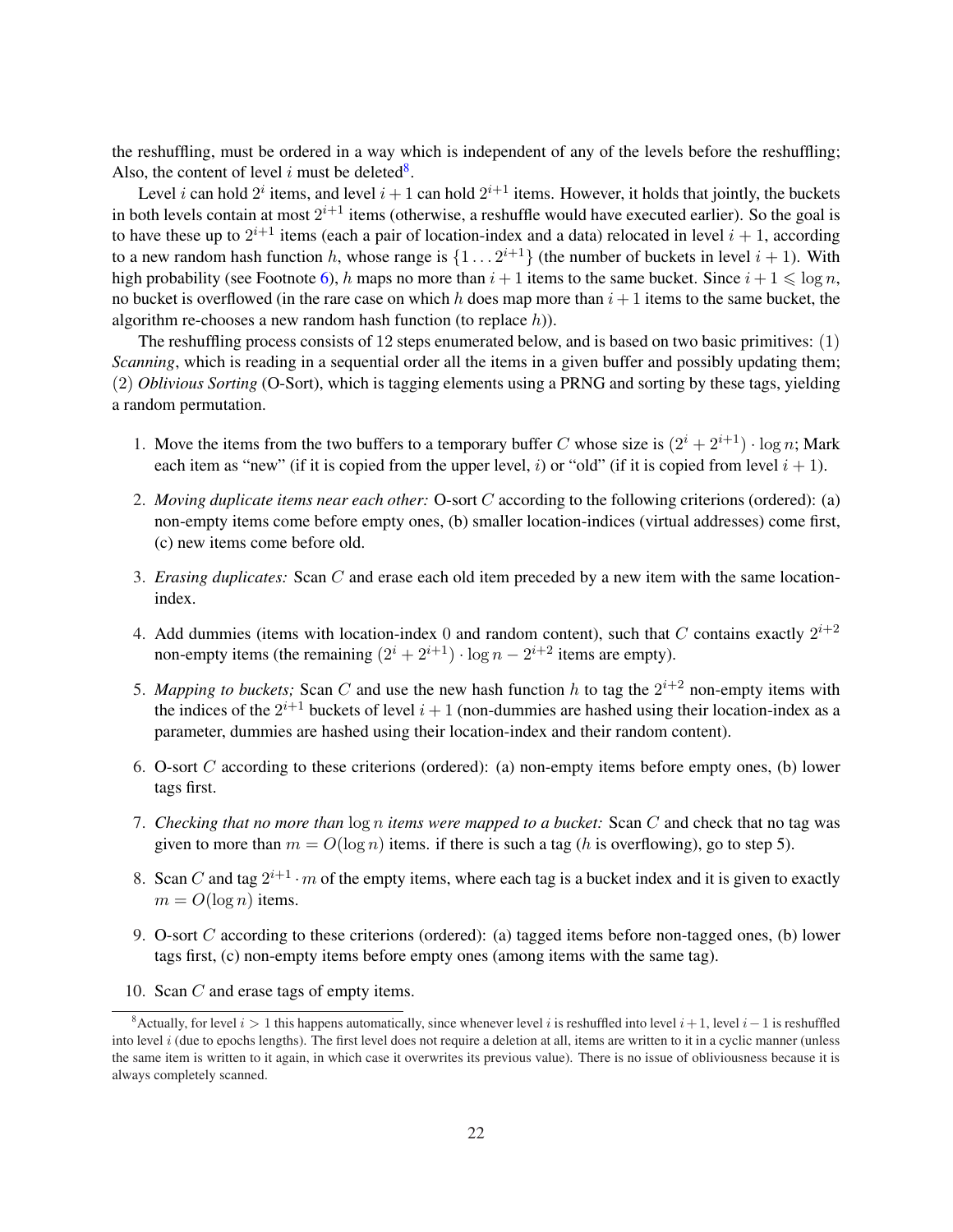the reshuffling, must be ordered in a way which is independent of any of the levels before the reshuffling; Also, the content of level $i$ must be deleted[8].

Level $i$ can hold $2^i$ items, and level $i+1$ can hold $2^{i+1}$ items. However, it holds that jointly, the buckets in both levels contain at most $2^{i+1}$ items (otherwise, a reshuffle would have executed earlier). So the goal is to have these up to $2^{i+1}$ items (each a pair of location-index and a data) relocated in level $i+1$, according to a new random hash function $h$, whose range is $\{1 \dots 2^{i+1}\}$ (the number of buckets in level $i+1$). With high probability (see Footnote 6), $h$ maps no more than $i+1$ items to the same bucket. Since $i+1 \leqslant \log n$, no bucket is overflowed (in the rare case on which $h$ does map more than $i+1$ items to the same bucket, the algorithm re-chooses a new random hash function (to replace $h$)).

The reshuffling process consists of 12 steps enumerated below, and is based on two basic primitives: (1) *Scanning*, which is reading in a sequential order all the items in a given buffer and possibly updating them; (2) *Oblivious Sorting* (O-Sort), which is tagging elements using a PRNG and sorting by these tags, yielding a random permutation.

1. Move the items from the two buffers to a temporary buffer $C$ whose size is $(2^i + 2^{i+1}) \cdot \log n$; Mark each item as "new" (if it is copied from the upper level, $i$) or "old" (if it is copied from level $i+1$).
2. *Moving duplicate items near each other:* O-sort $C$ according to the following criterions (ordered): (a) non-empty items come before empty ones, (b) smaller location-indices (virtual addresses) come first, (c) new items come before old.
3. *Erasing duplicates:* Scan $C$ and erase each old item preceded by a new item with the same location-index.
4. Add dummies (items with location-index 0 and random content), such that $C$ contains exactly $2^{i+2}$ non-empty items (the remaining $(2^i + 2^{i+1}) \cdot \log n - 2^{i+2}$ items are empty).
5. *Mapping to buckets;* Scan $C$ and use the new hash function $h$ to tag the $2^{i+2}$ non-empty items with the indices of the $2^{i+1}$ buckets of level $i+1$ (non-dummies are hashed using their location-index as a parameter, dummies are hashed using their location-index and their random content).
6. O-sort $C$ according to these criterions (ordered): (a) non-empty items before empty ones, (b) lower tags first.
7. *Checking that no more than* $\log n$ *items were mapped to a bucket:* Scan $C$ and check that no tag was given to more than $m = O(\log n)$ items. if there is such a tag ($h$ is overflowing), go to step 5).
8. Scan $C$ and tag $2^{i+1} \cdot m$ of the empty items, where each tag is a bucket index and it is given to exactly $m = O(\log n)$ items.
9. O-sort $C$ according to these criterions (ordered): (a) tagged items before non-tagged ones, (b) lower tags first, (c) non-empty items before empty ones (among items with the same tag).
10. Scan $C$ and erase tags of empty items.

[8] Actually, for level $i > 1$ this happens automatically, since whenever level $i$ is reshuffled into level $i+1$, level $i-1$ is reshuffled into level $i$ (due to epochs lengths). The first level does not require a deletion at all, items are written to it in a cyclic manner (unless the same item is written to it again, in which case it overwrites its previous value). There is no issue of obliviousness because it is always completely scanned.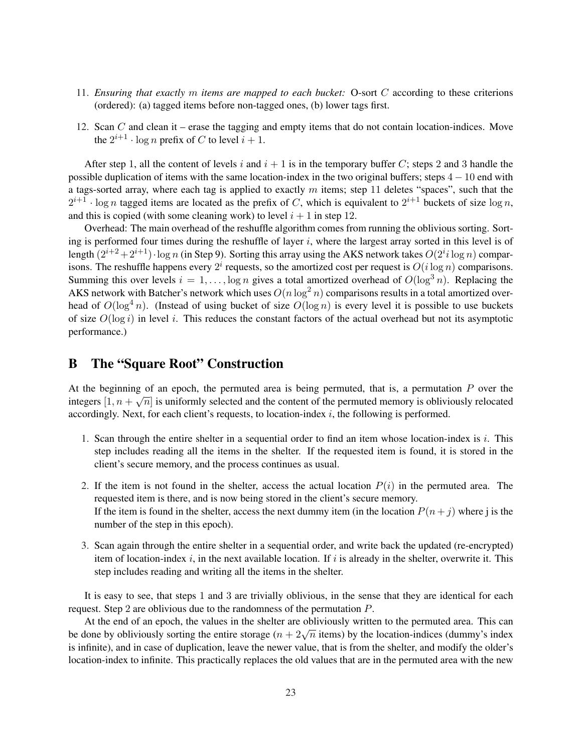11. *Ensuring that exactly $m$ items are mapped to each bucket:* O-sort $C$ according to these criterions (ordered): (a) tagged items before non-tagged ones, (b) lower tags first.

12. Scan $C$ and clean it – erase the tagging and empty items that do not contain location-indices. Move the $2^{i+1} \cdot \log n$ prefix of $C$ to level $i+1$.

After step 1, all the content of levels $i$ and $i+1$ is in the temporary buffer $C$; steps 2 and 3 handle the possible duplication of items with the same location-index in the two original buffers; steps $4-10$ end with a tags-sorted array, where each tag is applied to exactly $m$ items; step 11 deletes "spaces", such that the $2^{i+1} \cdot \log n$ tagged items are located as the prefix of $C$, which is equivalent to $2^{i+1}$ buckets of size $\log n$, and this is copied (with some cleaning work) to level $i+1$ in step 12.

Overhead: The main overhead of the reshuffle algorithm comes from running the oblivious sorting. Sorting is performed four times during the reshuffle of layer $i$, where the largest array sorted in this level is of length $(2^{i+2}+2^{i+1}) \cdot \log n$ (in Step 9). Sorting this array using the AKS network takes $O(2^i i \log n)$ comparisons. The reshuffle happens every $2^i$ requests, so the amortized cost per request is $O(i \log n)$ comparisons. Summing this over levels $i = 1, \ldots, \log n$ gives a total amortized overhead of $O(\log^3 n)$. Replacing the AKS network with Batcher's network which uses $O(n \log^2 n)$ comparisons results in a total amortized overhead of $O(\log^4 n)$. (Instead of using bucket of size $O(\log n)$ is every level it is possible to use buckets of size $O(\log i)$ in level $i$. This reduces the constant factors of the actual overhead but not its asymptotic performance.)

# B The "Square Root" Construction

At the beginning of an epoch, the permuted area is being permuted, that is, a permutation $P$ over the integers $[1, n+\sqrt{n}]$ is uniformly selected and the content of the permuted memory is obliviously relocated accordingly. Next, for each client's requests, to location-index $i$, the following is performed.

1. Scan through the entire shelter in a sequential order to find an item whose location-index is $i$. This step includes reading all the items in the shelter. If the requested item is found, it is stored in the client's secure memory, and the process continues as usual.

2. If the item is not found in the shelter, access the actual location $P(i)$ in the permuted area. The requested item is there, and is now being stored in the client's secure memory.
   If the item is found in the shelter, access the next dummy item (in the location $P(n+j)$ where j is the number of the step in this epoch).

3. Scan again through the entire shelter in a sequential order, and write back the updated (re-encrypted) item of location-index $i$, in the next available location. If $i$ is already in the shelter, overwrite it. This step includes reading and writing all the items in the shelter.

It is easy to see, that steps 1 and 3 are trivially oblivious, in the sense that they are identical for each request. Step 2 are oblivious due to the randomness of the permutation $P$.

At the end of an epoch, the values in the shelter are obliviously written to the permuted area. This can be done by obliviously sorting the entire storage ($n+2\sqrt{n}$ items) by the location-indices (dummy's index is infinite), and in case of duplication, leave the newer value, that is from the shelter, and modify the older's location-index to infinite. This practically replaces the old values that are in the permuted area with the new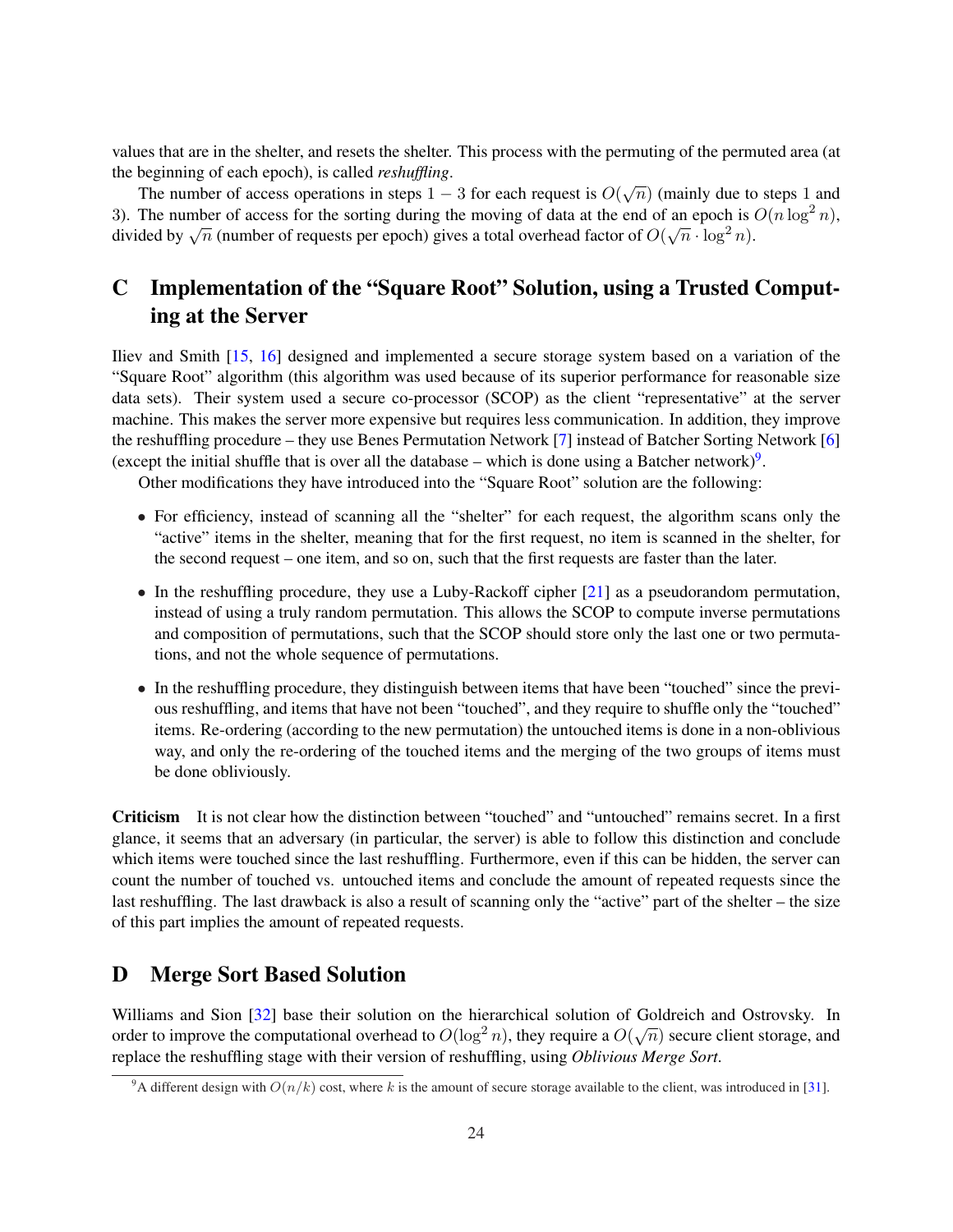values that are in the shelter, and resets the shelter. This process with the permuting of the permuted area (at the beginning of each epoch), is called *reshuffling*.

The number of access operations in steps $1-3$ for each request is $O(\sqrt{n})$ (mainly due to steps 1 and 3). The number of access for the sorting during the moving of data at the end of an epoch is $O(n \log^2 n)$, divided by $\sqrt{n}$ (number of requests per epoch) gives a total overhead factor of $O(\sqrt{n} \cdot \log^2 n)$.

## C Implementation of the "Square Root" Solution, using a Trusted Computing at the Server

Iliev and Smith [15, 16] designed and implemented a secure storage system based on a variation of the "Square Root" algorithm (this algorithm was used because of its superior performance for reasonable size data sets). Their system used a secure co-processor (SCOP) as the client "representative" at the server machine. This makes the server more expensive but requires less communication. In addition, they improve the reshuffling procedure – they use Benes Permutation Network [7] instead of Batcher Sorting Network [6] (except the initial shuffle that is over all the database – which is done using a Batcher network)[9].

Other modifications they have introduced into the "Square Root" solution are the following:

- For efficiency, instead of scanning all the "shelter" for each request, the algorithm scans only the "active" items in the shelter, meaning that for the first request, no item is scanned in the shelter, for the second request – one item, and so on, such that the first requests are faster than the later.
- In the reshuffling procedure, they use a Luby-Rackoff cipher [21] as a pseudorandom permutation, instead of using a truly random permutation. This allows the SCOP to compute inverse permutations and composition of permutations, such that the SCOP should store only the last one or two permutations, and not the whole sequence of permutations.
- In the reshuffling procedure, they distinguish between items that have been "touched" since the previous reshuffling, and items that have not been "touched", and they require to shuffle only the "touched" items. Re-ordering (according to the new permutation) the untouched items is done in a non-oblivious way, and only the re-ordering of the touched items and the merging of the two groups of items must be done obliviously.

**Criticism** It is not clear how the distinction between "touched" and "untouched" remains secret. In a first glance, it seems that an adversary (in particular, the server) is able to follow this distinction and conclude which items were touched since the last reshuffling. Furthermore, even if this can be hidden, the server can count the number of touched vs. untouched items and conclude the amount of repeated requests since the last reshuffling. The last drawback is also a result of scanning only the "active" part of the shelter – the size of this part implies the amount of repeated requests.

## D Merge Sort Based Solution

Williams and Sion [32] base their solution on the hierarchical solution of Goldreich and Ostrovsky. In order to improve the computational overhead to $O(\log^2 n)$, they require a $O(\sqrt{n})$ secure client storage, and replace the reshuffling stage with their version of reshuffling, using *Oblivious Merge Sort*.

[9] A different design with $O(n/k)$ cost, where $k$ is the amount of secure storage available to the client, was introduced in [31].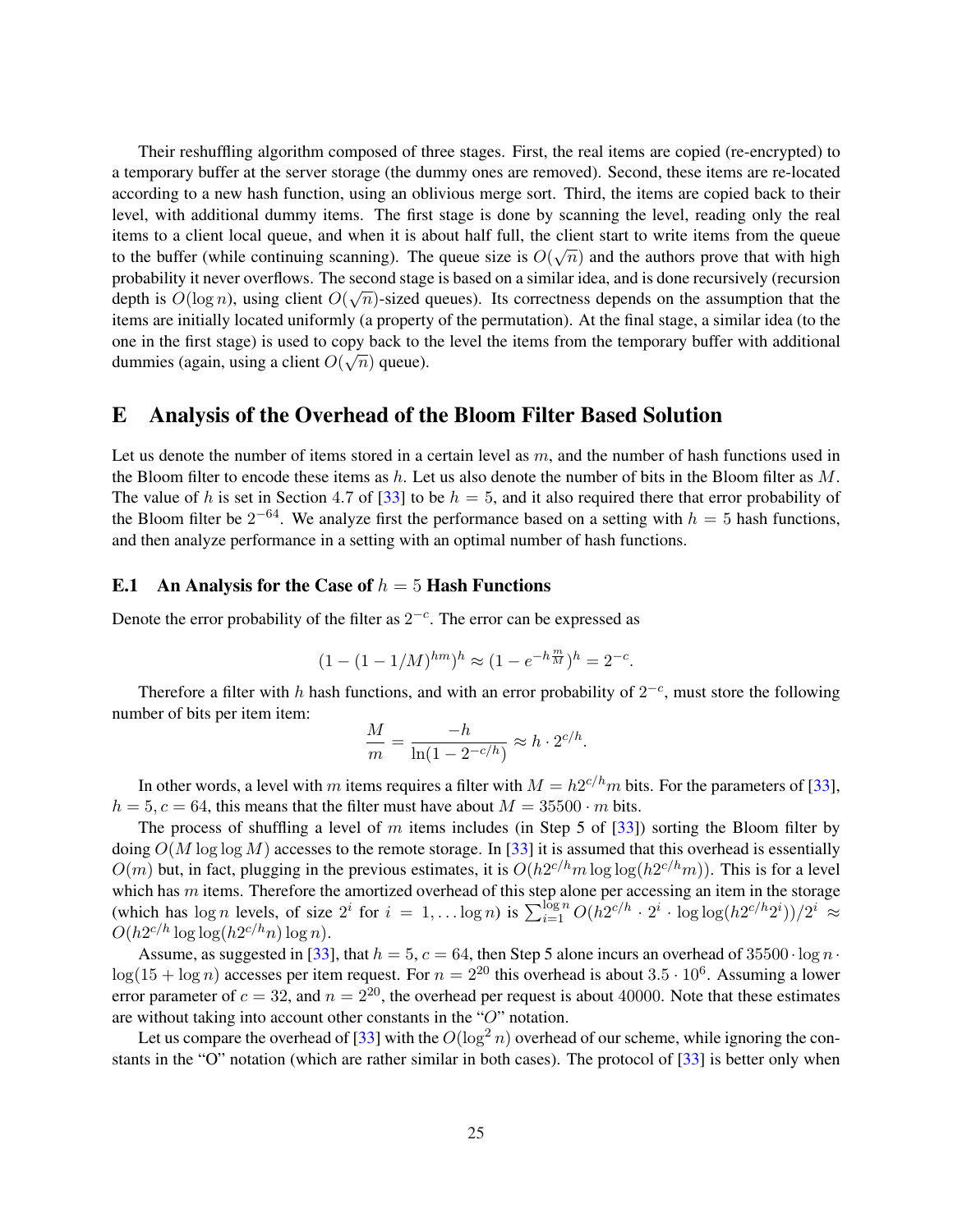Their reshuffling algorithm composed of three stages. First, the real items are copied (re-encrypted) to a temporary buffer at the server storage (the dummy ones are removed). Second, these items are re-located according to a new hash function, using an oblivious merge sort. Third, the items are copied back to their level, with additional dummy items. The first stage is done by scanning the level, reading only the real items to a client local queue, and when it is about half full, the client start to write items from the queue to the buffer (while continuing scanning). The queue size is $O(\sqrt{n})$ and the authors prove that with high probability it never overflows. The second stage is based on a similar idea, and is done recursively (recursion depth is $O(\log n)$, using client $O(\sqrt{n})$-sized queues). Its correctness depends on the assumption that the items are initially located uniformly (a property of the permutation). At the final stage, a similar idea (to the one in the first stage) is used to copy back to the level the items from the temporary buffer with additional dummies (again, using a client $O(\sqrt{n})$ queue).

# E Analysis of the Overhead of the Bloom Filter Based Solution

Let us denote the number of items stored in a certain level as $m$, and the number of hash functions used in the Bloom filter to encode these items as $h$. Let us also denote the number of bits in the Bloom filter as $M$. The value of $h$ is set in Section 4.7 of [33] to be $h = 5$, and it also required there that error probability of the Bloom filter be $2^{-64}$. We analyze first the performance based on a setting with $h = 5$ hash functions, and then analyze performance in a setting with an optimal number of hash functions.

## E.1 An Analysis for the Case of $h = 5$ Hash Functions

Denote the error probability of the filter as $2^{-c}$. The error can be expressed as

$$(1 - (1 - 1/M)^{hm})^h \approx (1 - e^{-h\frac{m}{M}})^h = 2^{-c}.$$

Therefore a filter with $h$ hash functions, and with an error probability of $2^{-c}$, must store the following number of bits per item item:

$$\frac{M}{m} = \frac{-h}{\ln(1 - 2^{-c/h})} \approx h \cdot 2^{c/h}.$$

In other words, a level with $m$ items requires a filter with $M = h2^{c/h}m$ bits. For the parameters of [33], $h = 5, c = 64$, this means that the filter must have about $M = 35500 \cdot m$ bits.

The process of shuffling a level of $m$ items includes (in Step 5 of [33]) sorting the Bloom filter by doing $O(M \log \log M)$ accesses to the remote storage. In [33] it is assumed that this overhead is essentially $O(m)$ but, in fact, plugging in the previous estimates, it is $O(h2^{c/h}m \log\log(h2^{c/h}m))$. This is for a level which has $m$ items. Therefore the amortized overhead of this step alone per accessing an item in the storage (which has $\log n$ levels, of size $2^i$ for $i = 1, \ldots \log n$) is $\sum_{i=1}^{\log n} O(h2^{c/h} \cdot 2^i \cdot \log\log(h2^{c/h}2^i))/2^i \approx O(h2^{c/h} \log\log(h2^{c/h}n) \log n)$.

Assume, as suggested in [33], that $h = 5$, $c = 64$, then Step 5 alone incurs an overhead of $35500 \cdot \log n \cdot \log(15 + \log n)$ accesses per item request. For $n = 2^{20}$ this overhead is about $3.5 \cdot 10^6$. Assuming a lower error parameter of $c = 32$, and $n = 2^{20}$, the overhead per request is about $40000$. Note that these estimates are without taking into account other constants in the "$O$" notation.

Let us compare the overhead of [33] with the $O(\log^2 n)$ overhead of our scheme, while ignoring the constants in the "O" notation (which are rather similar in both cases). The protocol of [33] is better only when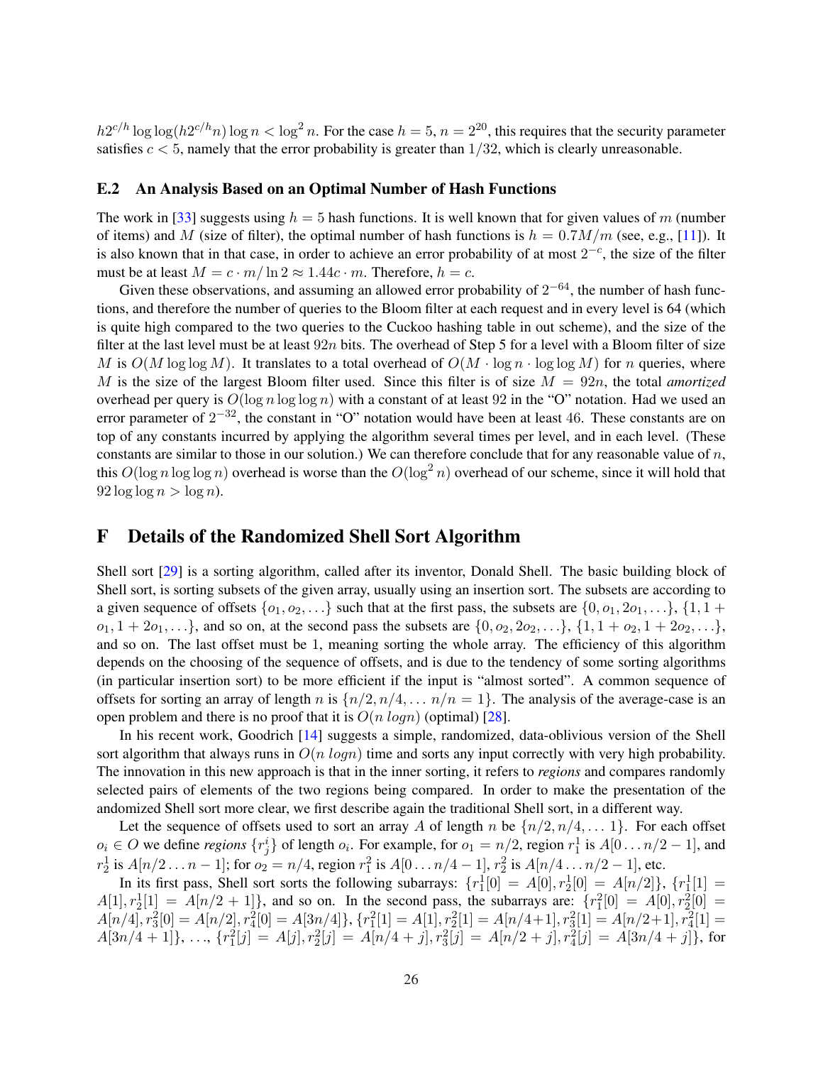$h2^{c/h} \log\log(h2^{c/h}n) \log n < \log^2 n$. For the case $h = 5, n = 2^{20}$, this requires that the security parameter satisfies $c < 5$, namely that the error probability is greater than $1/32$, which is clearly unreasonable.

### E.2 An Analysis Based on an Optimal Number of Hash Functions

The work in [33] suggests using $h = 5$ hash functions. It is well known that for given values of $m$ (number of items) and $M$ (size of filter), the optimal number of hash functions is $h = 0.7M/m$ (see, e.g., [11]). It is also known that in that case, in order to achieve an error probability of at most $2^{-c}$, the size of the filter must be at least $M = c \cdot m / \ln 2 \approx 1.44c \cdot m$. Therefore, $h = c$.

Given these observations, and assuming an allowed error probability of $2^{-64}$, the number of hash functions, and therefore the number of queries to the Bloom filter at each request and in every level is 64 (which is quite high compared to the two queries to the Cuckoo hashing table in out scheme), and the size of the filter at the last level must be at least $92n$ bits. The overhead of Step 5 for a level with a Bloom filter of size $M$ is $O(M \log\log M)$. It translates to a total overhead of $O(M \cdot \log n \cdot \log\log M)$ for $n$ queries, where $M$ is the size of the largest Bloom filter used. Since this filter is of size $M = 92n$, the total *amortized* overhead per query is $O(\log n \log\log n)$ with a constant of at least 92 in the "O" notation. Had we used an error parameter of $2^{-32}$, the constant in "O" notation would have been at least 46. These constants are on top of any constants incurred by applying the algorithm several times per level, and in each level. (These constants are similar to those in our solution.) We can therefore conclude that for any reasonable value of $n$, this $O(\log n \log\log n)$ overhead is worse than the $O(\log^2 n)$ overhead of our scheme, since it will hold that $92 \log\log n > \log n$).

## F Details of the Randomized Shell Sort Algorithm

Shell sort [29] is a sorting algorithm, called after its inventor, Donald Shell. The basic building block of Shell sort, is sorting subsets of the given array, usually using an insertion sort. The subsets are according to a given sequence of offsets $\{o_1, o_2, \ldots\}$ such that at the first pass, the subsets are $\{0, o_1, 2o_1, \ldots\}$, $\{1, 1 + o_1, 1 + 2o_1, \ldots\}$, and so on, at the second pass the subsets are $\{0, o_2, 2o_2, \ldots\}$, $\{1, 1 + o_2, 1 + 2o_2, \ldots\}$, and so on. The last offset must be 1, meaning sorting the whole array. The efficiency of this algorithm depends on the choosing of the sequence of offsets, and is due to the tendency of some sorting algorithms (in particular insertion sort) to be more efficient if the input is "almost sorted". A common sequence of offsets for sorting an array of length $n$ is $\{n/2, n/4, \ldots n/n = 1\}$. The analysis of the average-case is an open problem and there is no proof that it is $O(n\,logn)$ (optimal) [28].

In his recent work, Goodrich [14] suggests a simple, randomized, data-oblivious version of the Shell sort algorithm that always runs in $O(n\,logn)$ time and sorts any input correctly with very high probability. The innovation in this new approach is that in the inner sorting, it refers to *regions* and compares randomly selected pairs of elements of the two regions being compared. In order to make the presentation of the andomized Shell sort more clear, we first describe again the traditional Shell sort, in a different way.

Let the sequence of offsets used to sort an array $A$ of length $n$ be $\{n/2, n/4, \ldots 1\}$. For each offset $o_i \in O$ we define *regions* $\{r^i_j\}$ of length $o_i$. For example, for $o_1 = n/2$, region $r^1_1$ is $A[0 \ldots n/2 - 1]$, and $r^1_2$ is $A[n/2 \ldots n - 1]$; for $o_2 = n/4$, region $r^2_1$ is $A[0 \ldots n/4 - 1]$, $r^2_2$ is $A[n/4 \ldots n/2 - 1]$, etc.

In its first pass, Shell sort sorts the following subarrays: $\{r^1_1[0] = A[0], r^1_2[0] = A[n/2]\}$, $\{r^1_1[1] = A[1], r^1_2[1] = A[n/2 + 1]\}$, and so on. In the second pass, the subarrays are: $\{r^2_1[0] = A[0], r^2_2[0] = A[n/4], r^2_3[0] = A[n/2], r^2_4[0] = A[3n/4]\}$, $\{r^2_1[1] = A[1], r^2_2[1] = A[n/4+1], r^2_3[1] = A[n/2+1], r^2_4[1] = A[3n/4 + 1]\}$, ..., $\{r^2_1[j] = A[j], r^2_2[j] = A[n/4 + j], r^2_3[j] = A[n/2 + j], r^2_4[j] = A[3n/4 + j]\}$, for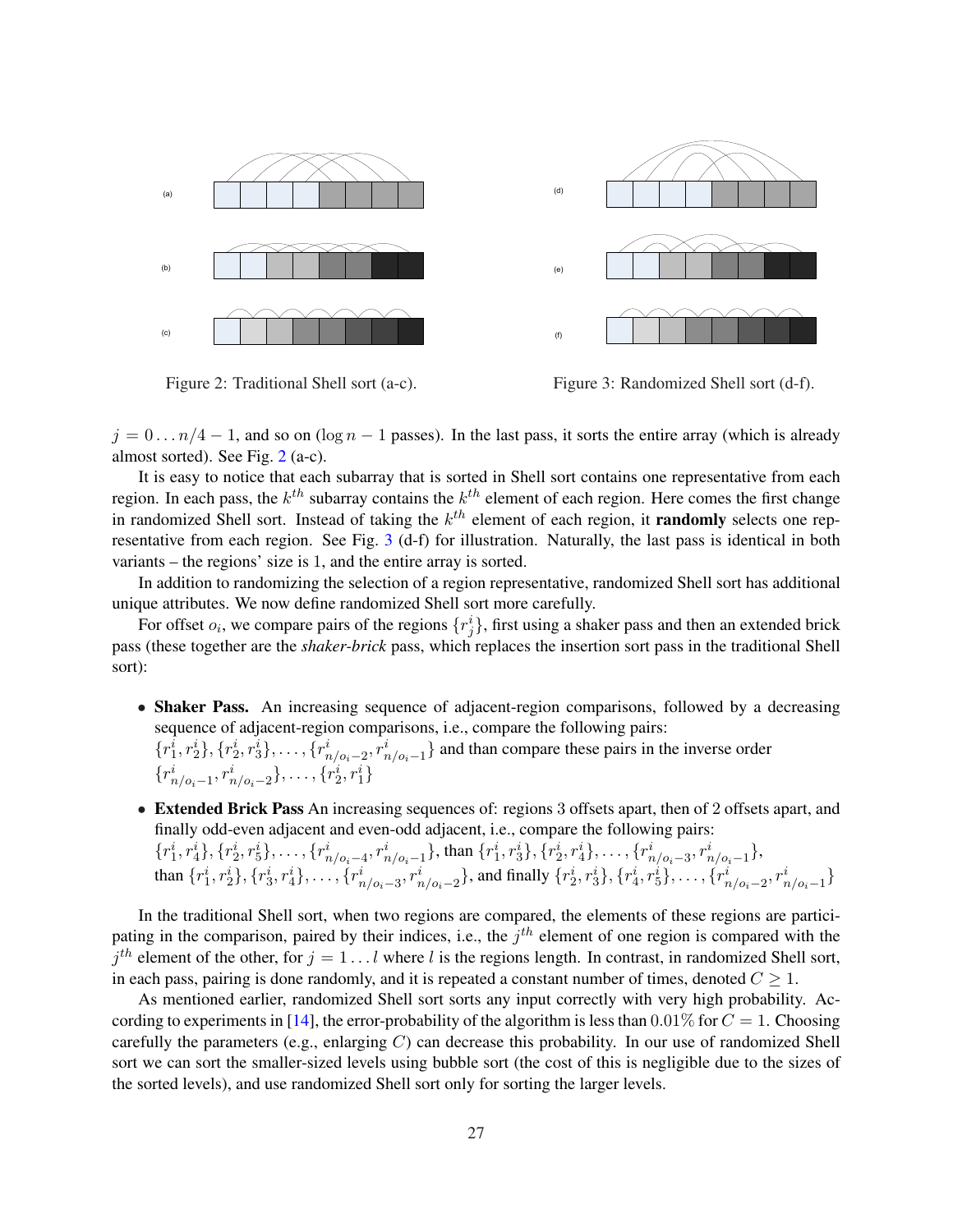Figure 2: Traditional Shell sort (a-c).

Figure 3: Randomized Shell sort (d-f).

$j = 0 \dots n/4 - 1$, and so on ($\log n - 1$ passes). In the last pass, it sorts the entire array (which is already almost sorted). See Fig. 2 (a-c).

It is easy to notice that each subarray that is sorted in Shell sort contains one representative from each region. In each pass, the $k^{th}$ subarray contains the $k^{th}$ element of each region. Here comes the first change in randomized Shell sort. Instead of taking the $k^{th}$ element of each region, it **randomly** selects one representative from each region. See Fig. 3 (d-f) for illustration. Naturally, the last pass is identical in both variants – the regions' size is 1, and the entire array is sorted.

In addition to randomizing the selection of a region representative, randomized Shell sort has additional unique attributes. We now define randomized Shell sort more carefully.

For offset $o_i$, we compare pairs of the regions $\{r^i_j\}$, first using a shaker pass and then an extended brick pass (these together are the *shaker-brick* pass, which replaces the insertion sort pass in the traditional Shell sort):

- **Shaker Pass.** An increasing sequence of adjacent-region comparisons, followed by a decreasing sequence of adjacent-region comparisons, i.e., compare the following pairs: $\{r^i_1, r^i_2\}, \{r^i_2, r^i_3\}, \dots, \{r^i_{n/o_i-2}, r^i_{n/o_i-1}\}$ and than compare these pairs in the inverse order $\{r^i_{n/o_i-1}, r^i_{n/o_i-2}\}, \dots, \{r^i_2, r^i_1\}$
- **Extended Brick Pass** An increasing sequences of: regions 3 offsets apart, then of 2 offsets apart, and finally odd-even adjacent and even-odd adjacent, i.e., compare the following pairs: $\{r^i_1, r^i_4\}, \{r^i_2, r^i_5\}, \dots, \{r^i_{n/o_i-4}, r^i_{n/o_i-1}\}$, than $\{r^i_1, r^i_3\}, \{r^i_2, r^i_4\}, \dots, \{r^i_{n/o_i-3}, r^i_{n/o_i-1}\}$, than $\{r^i_1, r^i_2\}, \{r^i_3, r^i_4\}, \dots, \{r^i_{n/o_i-3}, r^i_{n/o_i-2}\}$, and finally $\{r^i_2, r^i_3\}, \{r^i_4, r^i_5\}, \dots, \{r^i_{n/o_i-2}, r^i_{n/o_i-1}\}$

In the traditional Shell sort, when two regions are compared, the elements of these regions are participating in the comparison, paired by their indices, i.e., the $j^{th}$ element of one region is compared with the $j^{th}$ element of the other, for $j = 1 \dots l$ where $l$ is the regions length. In contrast, in randomized Shell sort, in each pass, pairing is done randomly, and it is repeated a constant number of times, denoted $C \geq 1$.

As mentioned earlier, randomized Shell sort sorts any input correctly with very high probability. According to experiments in [14], the error-probability of the algorithm is less than $0.01\%$ for $C = 1$. Choosing carefully the parameters (e.g., enlarging $C$) can decrease this probability. In our use of randomized Shell sort we can sort the smaller-sized levels using bubble sort (the cost of this is negligible due to the sizes of the sorted levels), and use randomized Shell sort only for sorting the larger levels.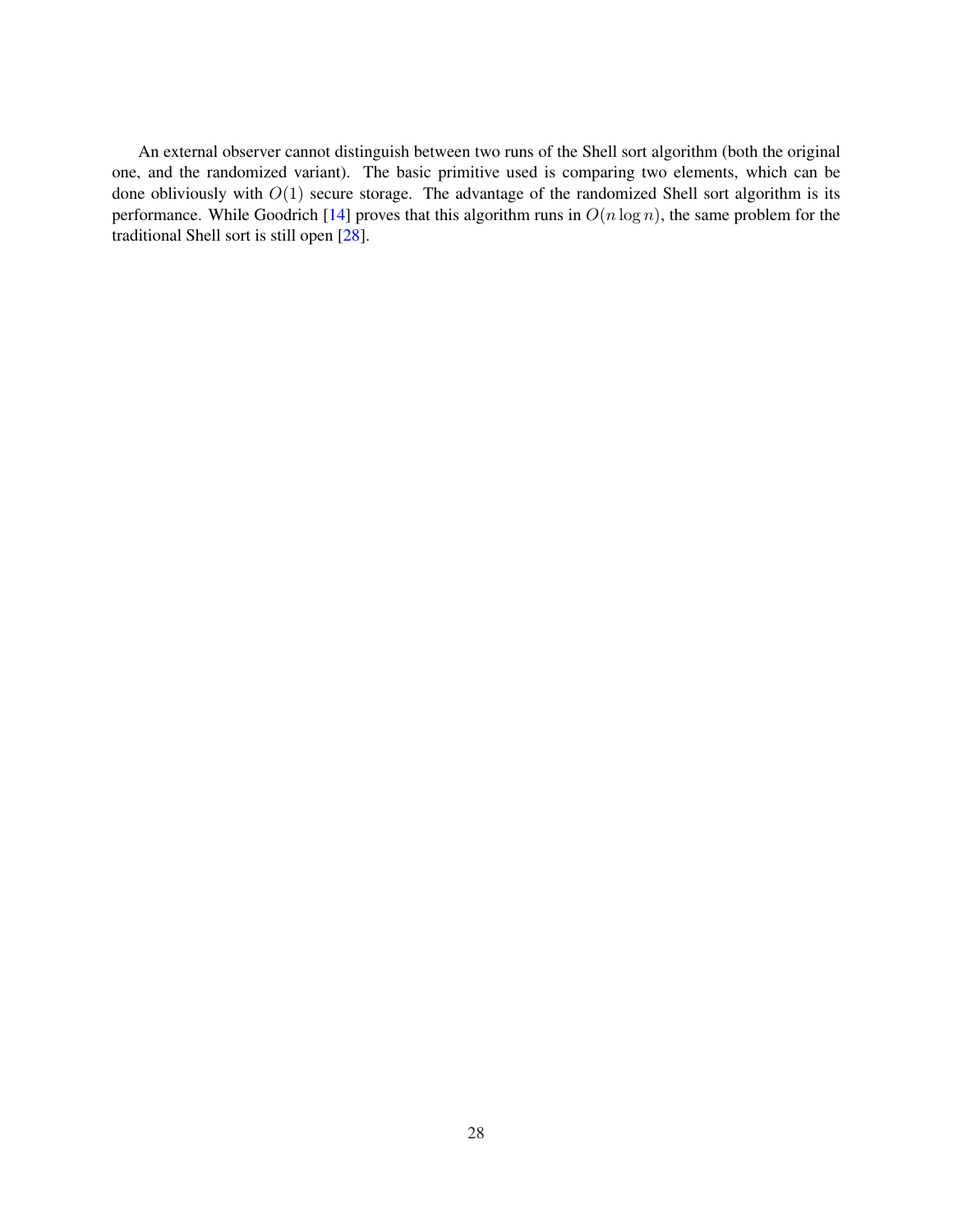An external observer cannot distinguish between two runs of the Shell sort algorithm (both the original one, and the randomized variant). The basic primitive used is comparing two elements, which can be done obliviously with $O(1)$ secure storage. The advantage of the randomized Shell sort algorithm is its performance. While Goodrich [14] proves that this algorithm runs in $O(n \log n)$, the same problem for the traditional Shell sort is still open [28].